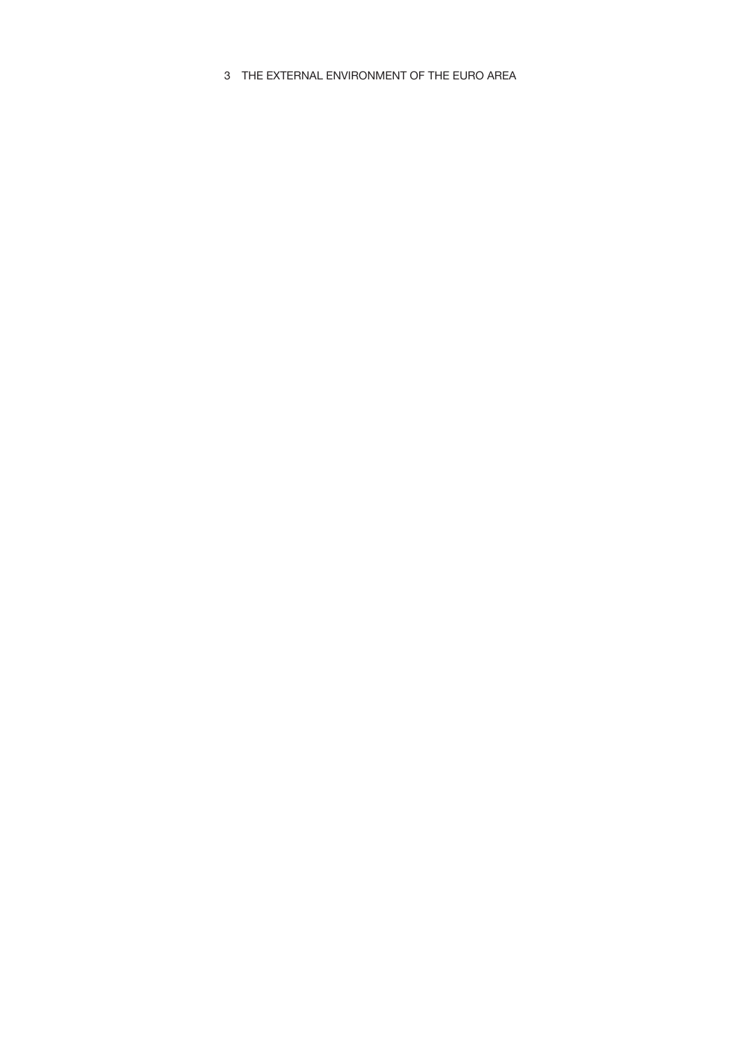# 3 THE EXTERNAL ENVIRONMENT OF THE EURO AREA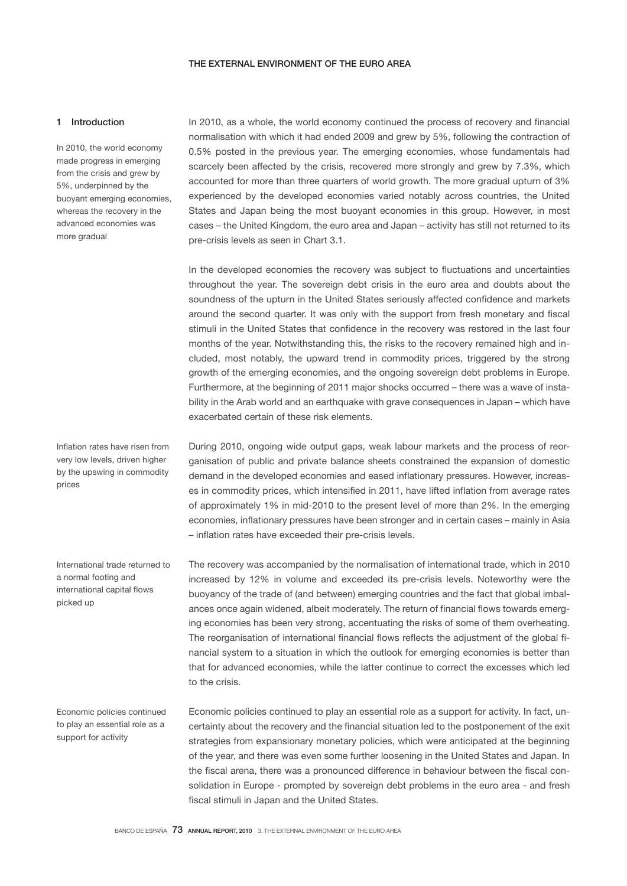# THE EXTERNAL ENVIRONMENT OF THE EURO AREA

## 1 Introduction

In 2010, the world economy made progress in emerging from the crisis and grew by 5%, underpinned by the buoyant emerging economies, whereas the recovery in the advanced economies was more gradual

In 2010, as a whole, the world economy continued the process of recovery and financial normalisation with which it had ended 2009 and grew by 5%, following the contraction of 0.5% posted in the previous year. The emerging economies, whose fundamentals had scarcely been affected by the crisis, recovered more strongly and grew by 7.3%, which accounted for more than three quarters of world growth. The more gradual upturn of 3% experienced by the developed economies varied notably across countries, the United States and Japan being the most buoyant economies in this group. However, in most cases – the United Kingdom, the euro area and Japan – activity has still not returned to its pre-crisis levels as seen in Chart 3.1.

In the developed economies the recovery was subject to fluctuations and uncertainties throughout the year. The sovereign debt crisis in the euro area and doubts about the soundness of the upturn in the United States seriously affected confidence and markets around the second quarter. It was only with the support from fresh monetary and fiscal stimuli in the United States that confidence in the recovery was restored in the last four months of the year. Notwithstanding this, the risks to the recovery remained high and included, most notably, the upward trend in commodity prices, triggered by the strong growth of the emerging economies, and the ongoing sovereign debt problems in Europe. Furthermore, at the beginning of 2011 major shocks occurred – there was a wave of instability in the Arab world and an earthquake with grave consequences in Japan – which have exacerbated certain of these risk elements.

Inflation rates have risen from very low levels, driven higher by the upswing in commodity prices

During 2010, ongoing wide output gaps, weak labour markets and the process of reorganisation of public and private balance sheets constrained the expansion of domestic demand in the developed economies and eased inflationary pressures. However, increases in commodity prices, which intensified in 2011, have lifted inflation from average rates of approximately 1% in mid-2010 to the present level of more than 2%. In the emerging economies, inflationary pressures have been stronger and in certain cases – mainly in Asia – inflation rates have exceeded their pre-crisis levels.

International trade returned to a normal footing and international capital flows picked up

The recovery was accompanied by the normalisation of international trade, which in 2010 increased by 12% in volume and exceeded its pre-crisis levels. Noteworthy were the buoyancy of the trade of (and between) emerging countries and the fact that global imbalances once again widened, albeit moderately. The return of financial flows towards emerging economies has been very strong, accentuating the risks of some of them overheating. The reorganisation of international financial flows reflects the adjustment of the global financial system to a situation in which the outlook for emerging economies is better than that for advanced economies, while the latter continue to correct the excesses which led to the crisis.

Economic policies continued to play an essential role as a support for activity

Economic policies continued to play an essential role as a support for activity. In fact, uncertainty about the recovery and the financial situation led to the postponement of the exit strategies from expansionary monetary policies, which were anticipated at the beginning of the year, and there was even some further loosening in the United States and Japan. In the fiscal arena, there was a pronounced difference in behaviour between the fiscal consolidation in Europe - prompted by sovereign debt problems in the euro area - and fresh fiscal stimuli in Japan and the United States.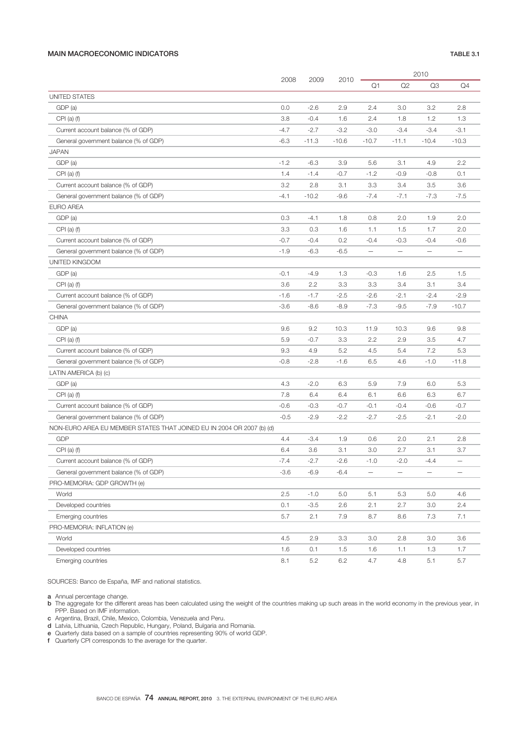**MAIN MACROECONOMIC INDICATORS** TABLE 3.1

| | 2008 | 2009 | 2010 | 2010 | | | |
|---|---|---|---|---|---|---|---|
| | | | | Q1 | Q2 | Q3 | Q4 |
| UNITED STATES | | | | | | | |
| GDP (a) | 0.0 | -2.6 | 2.9 | 2.4 | 3.0 | 3.2 | 2.8 |
| CPI (a) (f) | 3.8 | -0.4 | 1.6 | 2.4 | 1.8 | 1.2 | 1.3 |
| Current account balance (% of GDP) | -4.7 | -2.7 | -3.2 | -3.0 | -3.4 | -3.4 | -3.1 |
| General government balance (% of GDP) | -6.3 | -11.3 | -10.6 | -10.7 | -11.1 | -10.4 | -10.3 |
| JAPAN | | | | | | | |
| GDP (a) | -1.2 | -6.3 | 3.9 | 5.6 | 3.1 | 4.9 | 2.2 |
| CPI (a) (f) | 1.4 | -1.4 | -0.7 | -1.2 | -0.9 | -0.8 | 0.1 |
| Current account balance (% of GDP) | 3.2 | 2.8 | 3.1 | 3.3 | 3.4 | 3.5 | 3.6 |
| General government balance (% of GDP) | -4.1 | -10.2 | -9.6 | -7.4 | -7.1 | -7.3 | -7.5 |
| EURO AREA | | | | | | | |
| GDP (a) | 0.3 | -4.1 | 1.8 | 0.8 | 2.0 | 1.9 | 2.0 |
| CPI (a) (f) | 3.3 | 0.3 | 1.6 | 1.1 | 1.5 | 1.7 | 2.0 |
| Current account balance (% of GDP) | -0.7 | -0.4 | 0.2 | -0.4 | -0.3 | -0.4 | -0.6 |
| General government balance (% of GDP) | -1.9 | -6.3 | -6.5 | — | — | — | — |
| UNITED KINGDOM | | | | | | | |
| GDP (a) | -0.1 | -4.9 | 1.3 | -0.3 | 1.6 | 2.5 | 1.5 |
| CPI (a) (f) | 3.6 | 2.2 | 3.3 | 3.3 | 3.4 | 3.1 | 3.4 |
| Current account balance (% of GDP) | -1.6 | -1.7 | -2.5 | -2.6 | -2.1 | -2.4 | -2.9 |
| General government balance (% of GDP) | -3.6 | -8.6 | -8.9 | -7.3 | -9.5 | -7.9 | -10.7 |
| CHINA | | | | | | | |
| GDP (a) | 9.6 | 9.2 | 10.3 | 11.9 | 10.3 | 9.6 | 9.8 |
| CPI (a) (f) | 5.9 | -0.7 | 3.3 | 2.2 | 2.9 | 3.5 | 4.7 |
| Current account balance (% of GDP) | 9.3 | 4.9 | 5.2 | 4.5 | 5.4 | 7.2 | 5.3 |
| General government balance (% of GDP) | -0.8 | -2.8 | -1.6 | 6.5 | 4.6 | -1.0 | -11.8 |
| LATIN AMERICA (b) (c) | | | | | | | |
| GDP (a) | 4.3 | -2.0 | 6.3 | 5.9 | 7.9 | 6.0 | 5.3 |
| CPI (a) (f) | 7.8 | 6.4 | 6.4 | 6.1 | 6.6 | 6.3 | 6.7 |
| Current account balance (% of GDP) | -0.6 | -0.3 | -0.7 | -0.1 | -0.4 | -0.6 | -0.7 |
| General government balance (% of GDP) | -0.5 | -2.9 | -2.2 | -2.7 | -2.5 | -2.1 | -2.0 |
| NON-EURO AREA EU MEMBER STATES THAT JOINED EU IN 2004 OR 2007 (b) (d) | | | | | | | |
| GDP | 4.4 | -3.4 | 1.9 | 0.6 | 2.0 | 2.1 | 2.8 |
| CPI (a) (f) | 6.4 | 3.6 | 3.1 | 3.0 | 2.7 | 3.1 | 3.7 |
| Current account balance (% of GDP) | -7.4 | -2.7 | -2.6 | -1.0 | -2.0 | -4.4 | — |
| General government balance (% of GDP) | -3.6 | -6.9 | -6.4 | — | — | — | — |
| PRO-MEMORIA: GDP GROWTH (e) | | | | | | | |
| World | 2.5 | -1.0 | 5.0 | 5.1 | 5.3 | 5.0 | 4.6 |
| Developed countries | 0.1 | -3.5 | 2.6 | 2.1 | 2.7 | 3.0 | 2.4 |
| Emerging countries | 5.7 | 2.1 | 7.9 | 8.7 | 8.6 | 7.3 | 7.1 |
| PRO-MEMORIA: INFLATION (e) | | | | | | | |
| World | 4.5 | 2.9 | 3.3 | 3.0 | 2.8 | 3.0 | 3.6 |
| Developed countries | 1.6 | 0.1 | 1.5 | 1.6 | 1.1 | 1.3 | 1.7 |
| Emerging countries | 8.1 | 5.2 | 6.2 | 4.7 | 4.8 | 5.1 | 5.7 |

SOURCES: Banco de España, IMF and national statistics.

a Annual percentage change.
b The aggregate for the different areas has been calculated using the weight of the countries making up such areas in the world economy in the previous year, in PPP. Based on IMF information.
c Argentina, Brazil, Chile, Mexico, Colombia, Venezuela and Peru.
d Latvia, Lithuania, Czech Republic, Hungary, Poland, Bulgaria and Romania.
e Quarterly data based on a sample of countries representing 90% of world GDP.
f Quarterly CPI corresponds to the average for the quarter.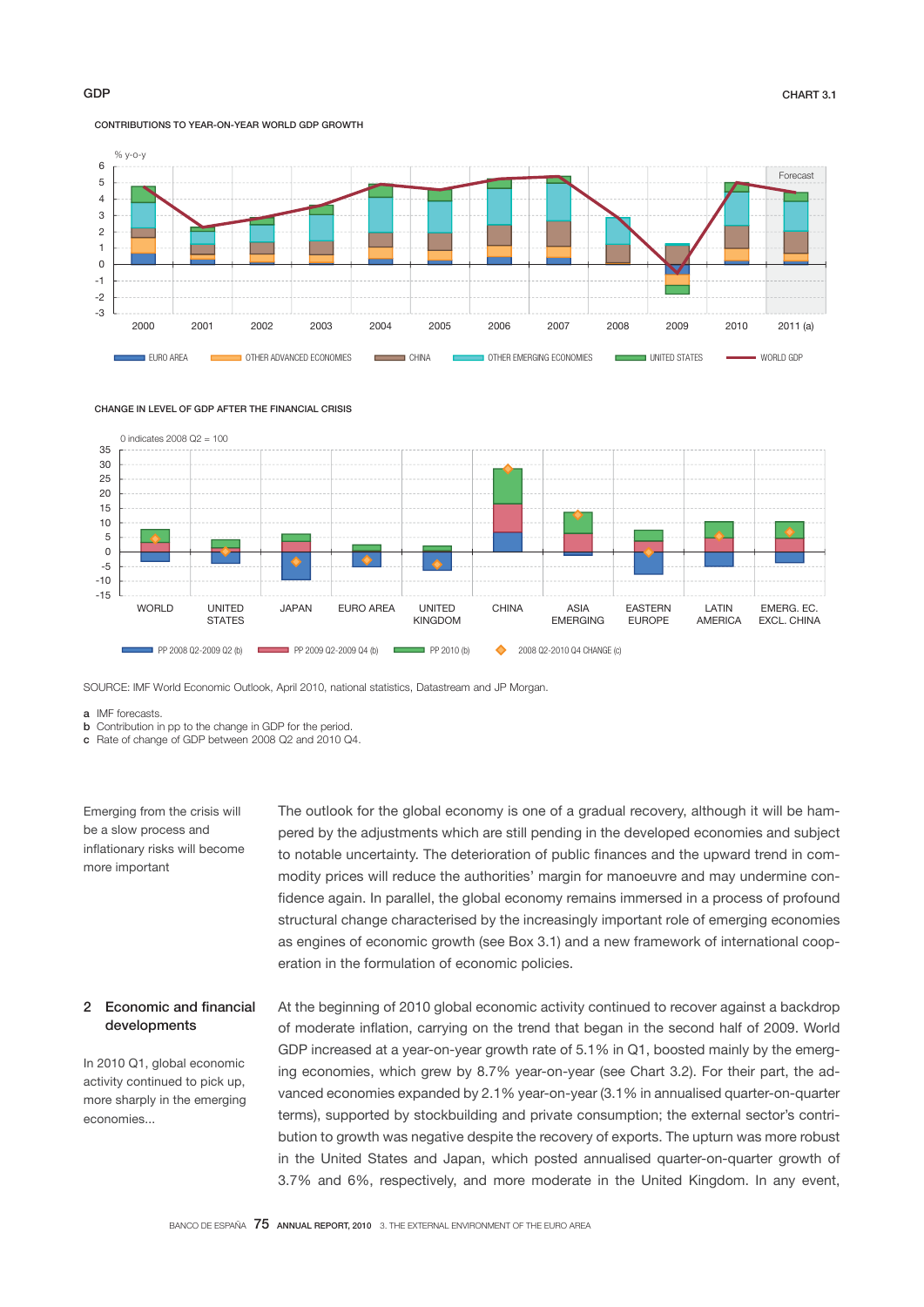GDP

CHART 3.1

CONTRIBUTIONS TO YEAR-ON-YEAR WORLD GDP GROWTH

% y-o-y

Forecast

EURO AREA | OTHER ADVANCED ECONOMIES | CHINA | OTHER EMERGING ECONOMIES | UNITED STATES | WORLD GDP

CHANGE IN LEVEL OF GDP AFTER THE FINANCIAL CRISIS

0 indicates 2008 Q2 = 100

PP 2008 Q2-2009 Q2 (b) | PP 2009 Q2-2009 Q4 (b) | PP 2010 (b) | 2008 Q2-2010 Q4 CHANGE (c)

SOURCE: IMF World Economic Outlook, April 2010, national statistics, Datastream and JP Morgan.

**a** IMF forecasts.
**b** Contribution in pp to the change in GDP for the period.
**c** Rate of change of GDP between 2008 Q2 and 2010 Q4.

*Emerging from the crisis will be a slow process and inflationary risks will become more important*

The outlook for the global economy is one of a gradual recovery, although it will be hampered by the adjustments which are still pending in the developed economies and subject to notable uncertainty. The deterioration of public finances and the upward trend in commodity prices will reduce the authorities' margin for manoeuvre and may undermine confidence again. In parallel, the global economy remains immersed in a process of profound structural change characterised by the increasingly important role of emerging economies as engines of economic growth (see Box 3.1) and a new framework of international cooperation in the formulation of economic policies.

## 2 Economic and financial developments

*In 2010 Q1, global economic activity continued to pick up, more sharply in the emerging economies...*

At the beginning of 2010 global economic activity continued to recover against a backdrop of moderate inflation, carrying on the trend that began in the second half of 2009. World GDP increased at a year-on-year growth rate of 5.1% in Q1, boosted mainly by the emerging economies, which grew by 8.7% year-on-year (see Chart 3.2). For their part, the advanced economies expanded by 2.1% year-on-year (3.1% in annualised quarter-on-quarter terms), supported by stockbuilding and private consumption; the external sector's contribution to growth was negative despite the recovery of exports. The upturn was more robust in the United States and Japan, which posted annualised quarter-on-quarter growth of 3.7% and 6%, respectively, and more moderate in the United Kingdom. In any event,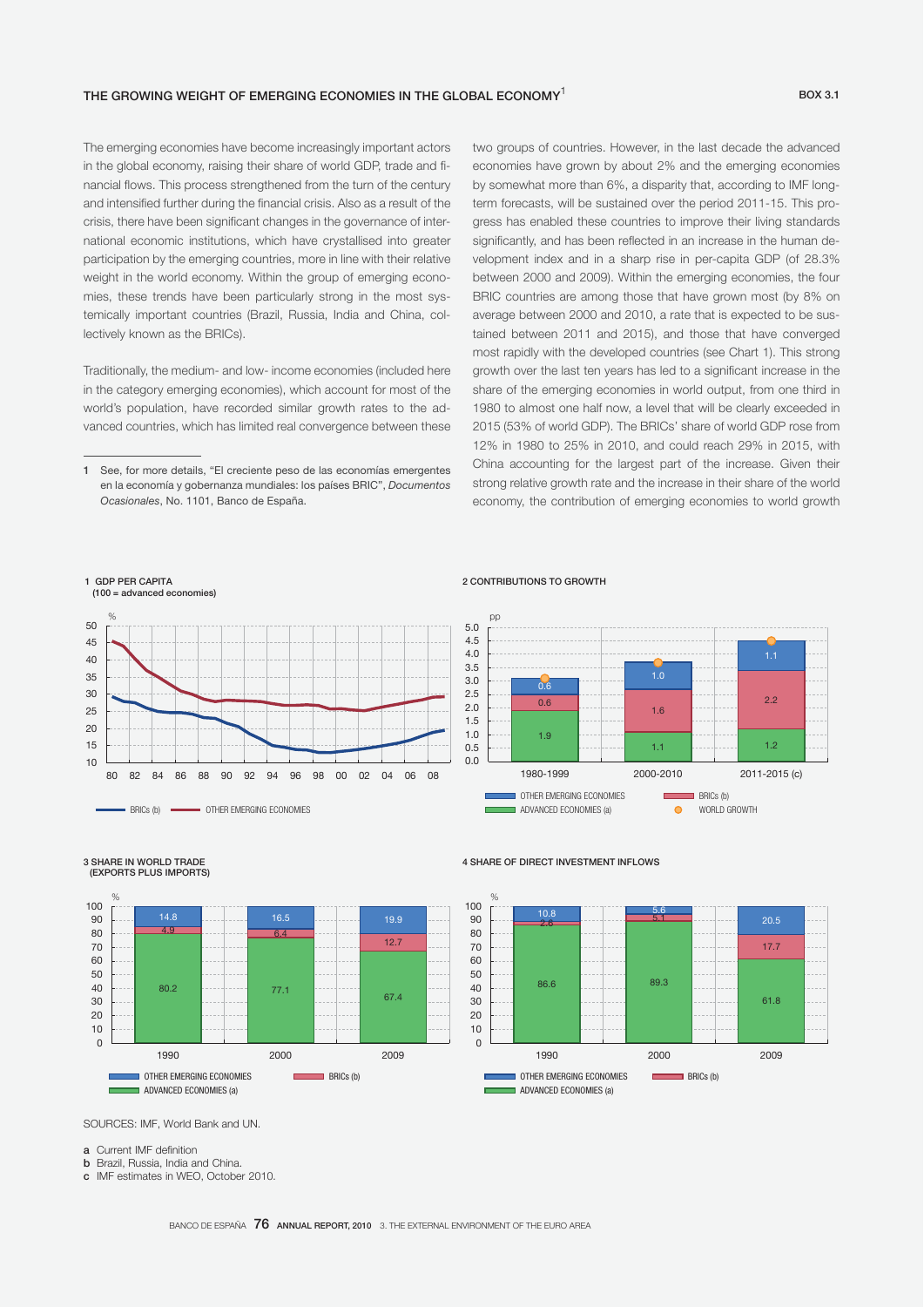## THE GROWING WEIGHT OF EMERGING ECONOMIES IN THE GLOBAL ECONOMY[1]

BOX 3.1

The emerging economies have become increasingly important actors in the global economy, raising their share of world GDP, trade and financial flows. This process strengthened from the turn of the century and intensified further during the financial crisis. Also as a result of the crisis, there have been significant changes in the governance of international economic institutions, which have crystallised into greater participation by the emerging countries, more in line with their relative weight in the world economy. Within the group of emerging economies, these trends have been particularly strong in the most systemically important countries (Brazil, Russia, India and China, collectively known as the BRICs).

Traditionally, the medium- and low- income economies (included here in the category emerging economies), which account for most of the world's population, have recorded similar growth rates to the advanced countries, which has limited real convergence between these two groups of countries. However, in the last decade the advanced economies have grown by about 2% and the emerging economies by somewhat more than 6%, a disparity that, according to IMF long-term forecasts, will be sustained over the period 2011-15. This progress has enabled these countries to improve their living standards significantly, and has been reflected in an increase in the human development index and in a sharp rise in per-capita GDP (of 28.3% between 2000 and 2009). Within the emerging economies, the four BRIC countries are among those that have grown most (by 8% on average between 2000 and 2010, a rate that is expected to be sustained between 2011 and 2015), and those that have converged most rapidly with the developed countries (see Chart 1). This strong growth over the last ten years has led to a significant increase in the share of the emerging economies in world output, from one third in 1980 to almost one half now, a level that will be clearly exceeded in 2015 (53% of world GDP). The BRICs' share of world GDP rose from 12% in 1980 to 25% in 2010, and could reach 29% in 2015, with China accounting for the largest part of the increase. Given their strong relative growth rate and the increase in their share of the world economy, the contribution of emerging economies to world growth

1 See, for more details, "El creciente peso de las economías emergentes en la economía y gobernanza mundiales: los países BRIC", *Documentos Ocasionales*, No. 1101, Banco de España.

**1 GDP PER CAPITA (100 = advanced economies)**

Series: BRICs (b); OTHER EMERGING ECONOMIES (1980–2009, %)

**2 CONTRIBUTIONS TO GROWTH** (pp)

| | 1980-1999 | 2000-2010 | 2011-2015 (c) |
|---|---|---|---|
| OTHER EMERGING ECONOMIES | 0.6 | 1.0 | 1.1 |
| BRICs (b) | 0.6 | 1.6 | 2.2 |
| ADVANCED ECONOMIES (a) | 1.9 | 1.1 | 1.2 |

WORLD GROWTH shown as points.

**3 SHARE IN WORLD TRADE (EXPORTS PLUS IMPORTS)** (%)

| | 1990 | 2000 | 2009 |
|---|---|---|---|
| OTHER EMERGING ECONOMIES | 14.8 | 16.5 | 19.9 |
| BRICs (b) | 4.9 | 6.4 | 12.7 |
| ADVANCED ECONOMIES (a) | 80.2 | 77.1 | 67.4 |

**4 SHARE OF DIRECT INVESTMENT INFLOWS** (%)

| | 1990 | 2000 | 2009 |
|---|---|---|---|
| OTHER EMERGING ECONOMIES | 10.8 | 5.6 | 20.5 |
| BRICs (b) | 2.6 | 5.1 | 17.7 |
| ADVANCED ECONOMIES (a) | 86.6 | 89.3 | 61.8 |

SOURCES: IMF, World Bank and UN.

a Current IMF definition
b Brazil, Russia, India and China.
c IMF estimates in WEO, October 2010.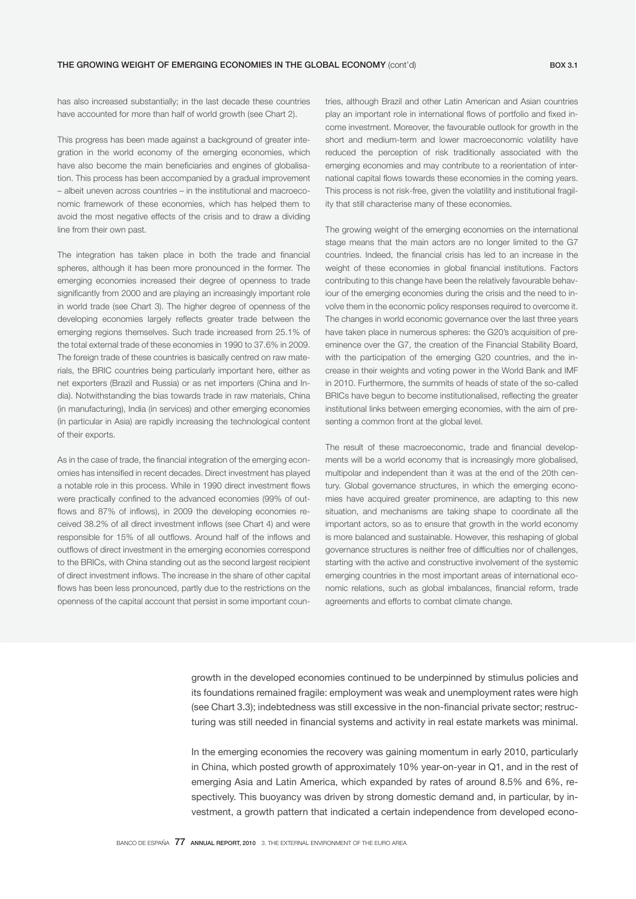has also increased substantially; in the last decade these countries have accounted for more than half of world growth (see Chart 2).

This progress has been made against a background of greater integration in the world economy of the emerging economies, which have also become the main beneficiaries and engines of globalisation. This process has been accompanied by a gradual improvement – albeit uneven across countries – in the institutional and macroeconomic framework of these economies, which has helped them to avoid the most negative effects of the crisis and to draw a dividing line from their own past.

The integration has taken place in both the trade and financial spheres, although it has been more pronounced in the former. The emerging economies increased their degree of openness to trade significantly from 2000 and are playing an increasingly important role in world trade (see Chart 3). The higher degree of openness of the developing economies largely reflects greater trade between the emerging regions themselves. Such trade increased from 25.1% of the total external trade of these economies in 1990 to 37.6% in 2009. The foreign trade of these countries is basically centred on raw materials, the BRIC countries being particularly important here, either as net exporters (Brazil and Russia) or as net importers (China and India). Notwithstanding the bias towards trade in raw materials, China (in manufacturing), India (in services) and other emerging economies (in particular in Asia) are rapidly increasing the technological content of their exports.

As in the case of trade, the financial integration of the emerging economies has intensified in recent decades. Direct investment has played a notable role in this process. While in 1990 direct investment flows were practically confined to the advanced economies (99% of outflows and 87% of inflows), in 2009 the developing economies received 38.2% of all direct investment inflows (see Chart 4) and were responsible for 15% of all outflows. Around half of the inflows and outflows of direct investment in the emerging economies correspond to the BRICs, with China standing out as the second largest recipient of direct investment inflows. The increase in the share of other capital flows has been less pronounced, partly due to the restrictions on the openness of the capital account that persist in some important countries, although Brazil and other Latin American and Asian countries play an important role in international flows of portfolio and fixed income investment. Moreover, the favourable outlook for growth in the short and medium-term and lower macroeconomic volatility have reduced the perception of risk traditionally associated with the emerging economies and may contribute to a reorientation of international capital flows towards these economies in the coming years. This process is not risk-free, given the volatility and institutional fragility that still characterise many of these economies.

The growing weight of the emerging economies on the international stage means that the main actors are no longer limited to the G7 countries. Indeed, the financial crisis has led to an increase in the weight of these economies in global financial institutions. Factors contributing to this change have been the relatively favourable behaviour of the emerging economies during the crisis and the need to involve them in the economic policy responses required to overcome it. The changes in world economic governance over the last three years have taken place in numerous spheres: the G20's acquisition of pre-eminence over the G7, the creation of the Financial Stability Board, with the participation of the emerging G20 countries, and the increase in their weights and voting power in the World Bank and IMF in 2010. Furthermore, the summits of heads of state of the so-called BRICs have begun to become institutionalised, reflecting the greater institutional links between emerging economies, with the aim of presenting a common front at the global level.

The result of these macroeconomic, trade and financial developments will be a world economy that is increasingly more globalised, multipolar and independent than it was at the end of the 20th century. Global governance structures, in which the emerging economies have acquired greater prominence, are adapting to this new situation, and mechanisms are taking shape to coordinate all the important actors, so as to ensure that growth in the world economy is more balanced and sustainable. However, this reshaping of global governance structures is neither free of difficulties nor of challenges, starting with the active and constructive involvement of the systemic emerging countries in the most important areas of international economic relations, such as global imbalances, financial reform, trade agreements and efforts to combat climate change.

growth in the developed economies continued to be underpinned by stimulus policies and its foundations remained fragile: employment was weak and unemployment rates were high (see Chart 3.3); indebtedness was still excessive in the non-financial private sector; restructuring was still needed in financial systems and activity in real estate markets was minimal.

In the emerging economies the recovery was gaining momentum in early 2010, particularly in China, which posted growth of approximately 10% year-on-year in Q1, and in the rest of emerging Asia and Latin America, which expanded by rates of around 8.5% and 6%, respectively. This buoyancy was driven by strong domestic demand and, in particular, by investment, a growth pattern that indicated a certain independence from developed econo-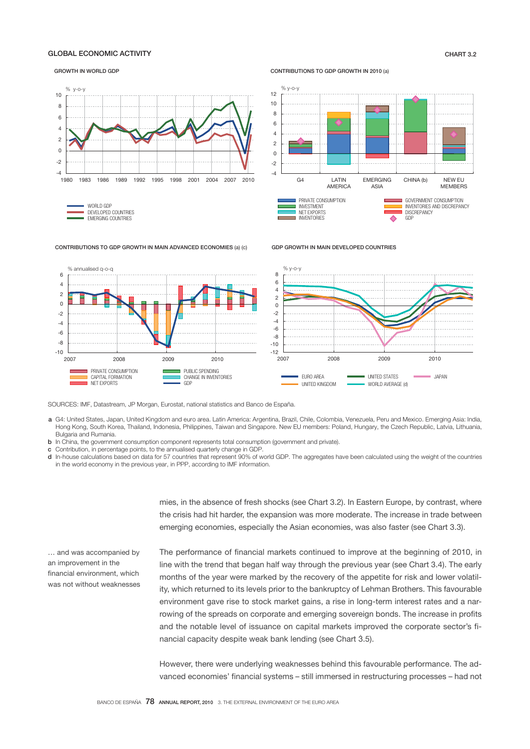GLOBAL ECONOMIC ACTIVITY

CHART 3.2

GROWTH IN WORLD GDP

% y-o-y

WORLD GDP
DEVELOPED COUNTRIES
EMERGING COUNTRIES

CONTRIBUTIONS TO GDP GROWTH IN 2010 (a)

% y-o-y

G4 | LATIN AMERICA | EMERGING ASIA | CHINA (b) | NEW EU MEMBERS

PRIVATE CONSUMPTION
INVESTMENT
NET EXPORTS
INVENTORIES
GOVERNMENT CONSUMPTION
INVENTORIES AND DISCREPANCY
DISCREPANCY
GDP

CONTRIBUTIONS TO GDP GROWTH IN MAIN ADVANCED ECONOMIES (a) (c)

% annualised q-o-q

PRIVATE CONSUMPTION
CAPITAL FORMATION
NET EXPORTS
PUBLIC SPENDING
CHANGE IN INVENTORIES
GDP

GDP GROWTH IN MAIN DEVELOPED COUNTRIES

% y-o-y

EURO AREA
UNITED KINGDOM
UNITED STATES
WORLD AVERAGE (d)
JAPAN

SOURCES: IMF, Datastream, JP Morgan, Eurostat, national statistics and Banco de España.

a G4: United States, Japan, United Kingdom and euro area. Latin America: Argentina, Brazil, Chile, Colombia, Venezuela, Peru and Mexico. Emerging Asia: India, Hong Kong, South Korea, Thailand, Indonesia, Philippines, Taiwan and Singapore. New EU members: Poland, Hungary, the Czech Republic, Latvia, Lithuania, Bulgaria and Rumania.

b In China, the government consumption component represents total consumption (government and private).

c Contribution, in percentage points, to the annualised quarterly change in GDP.

d In-house calculations based on data for 57 countries that represent 90% of world GDP. The aggregates have been calculated using the weight of the countries in the world economy in the previous year, in PPP, according to IMF information.

mies, in the absence of fresh shocks (see Chart 3.2). In Eastern Europe, by contrast, where the crisis had hit harder, the expansion was more moderate. The increase in trade between emerging economies, especially the Asian economies, was also faster (see Chart 3.3).

… and was accompanied by an improvement in the financial environment, which was not without weaknesses

The performance of financial markets continued to improve at the beginning of 2010, in line with the trend that began half way through the previous year (see Chart 3.4). The early months of the year were marked by the recovery of the appetite for risk and lower volatility, which returned to its levels prior to the bankruptcy of Lehman Brothers. This favourable environment gave rise to stock market gains, a rise in long-term interest rates and a narrowing of the spreads on corporate and emerging sovereign bonds. The increase in profits and the notable level of issuance on capital markets improved the corporate sector's financial capacity despite weak bank lending (see Chart 3.5).

However, there were underlying weaknesses behind this favourable performance. The advanced economies' financial systems – still immersed in restructuring processes – had not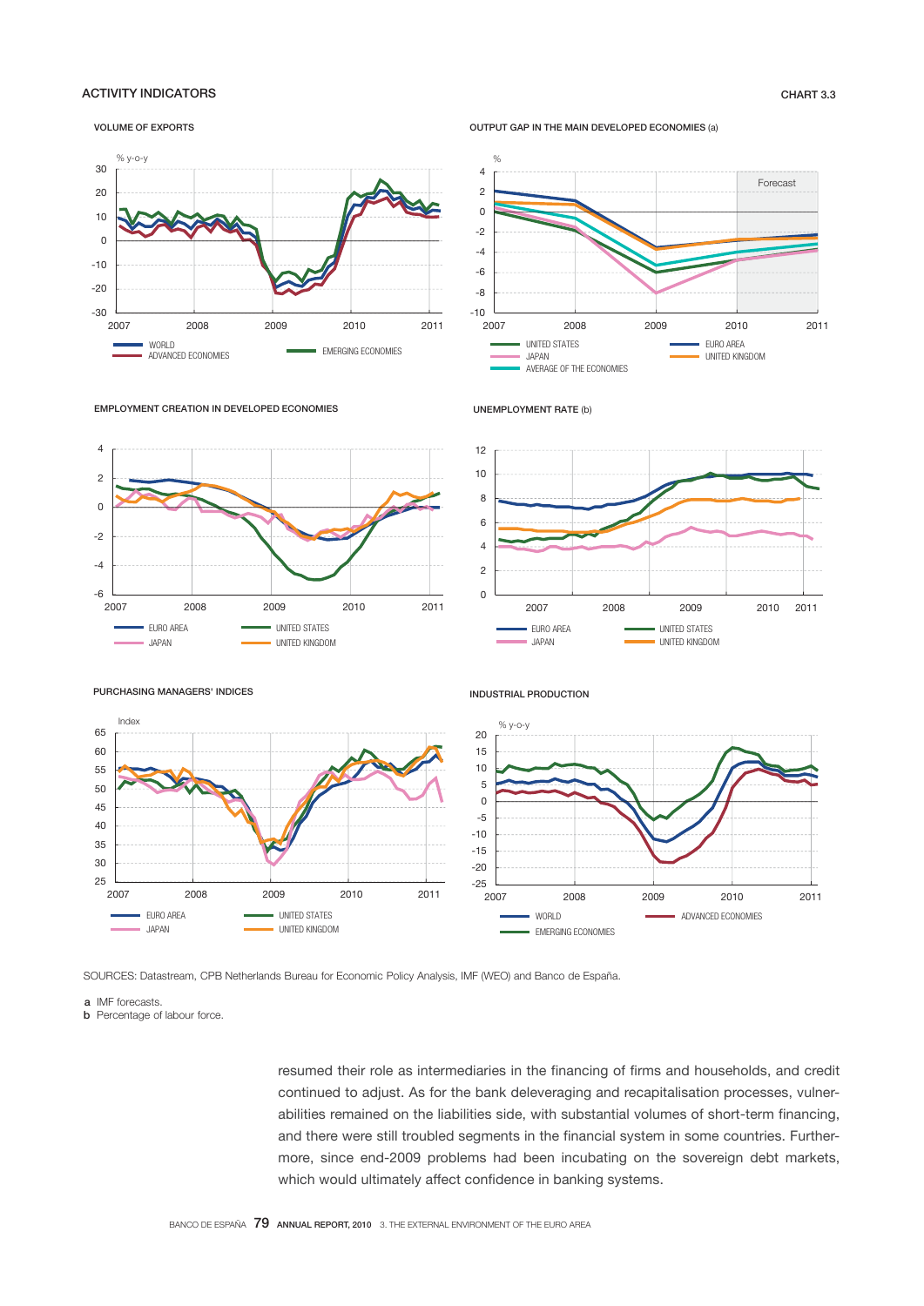## ACTIVITY INDICATORS

CHART 3.3

VOLUME OF EXPORTS

OUTPUT GAP IN THE MAIN DEVELOPED ECONOMIES (a)

EMPLOYMENT CREATION IN DEVELOPED ECONOMIES

UNEMPLOYMENT RATE (b)

PURCHASING MANAGERS' INDICES

INDUSTRIAL PRODUCTION

SOURCES: Datastream, CPB Netherlands Bureau for Economic Policy Analysis, IMF (WEO) and Banco de España.

a IMF forecasts.
b Percentage of labour force.

resumed their role as intermediaries in the financing of firms and households, and credit continued to adjust. As for the bank deleveraging and recapitalisation processes, vulnerabilities remained on the liabilities side, with substantial volumes of short-term financing, and there were still troubled segments in the financial system in some countries. Furthermore, since end-2009 problems had been incubating on the sovereign debt markets, which would ultimately affect confidence in banking systems.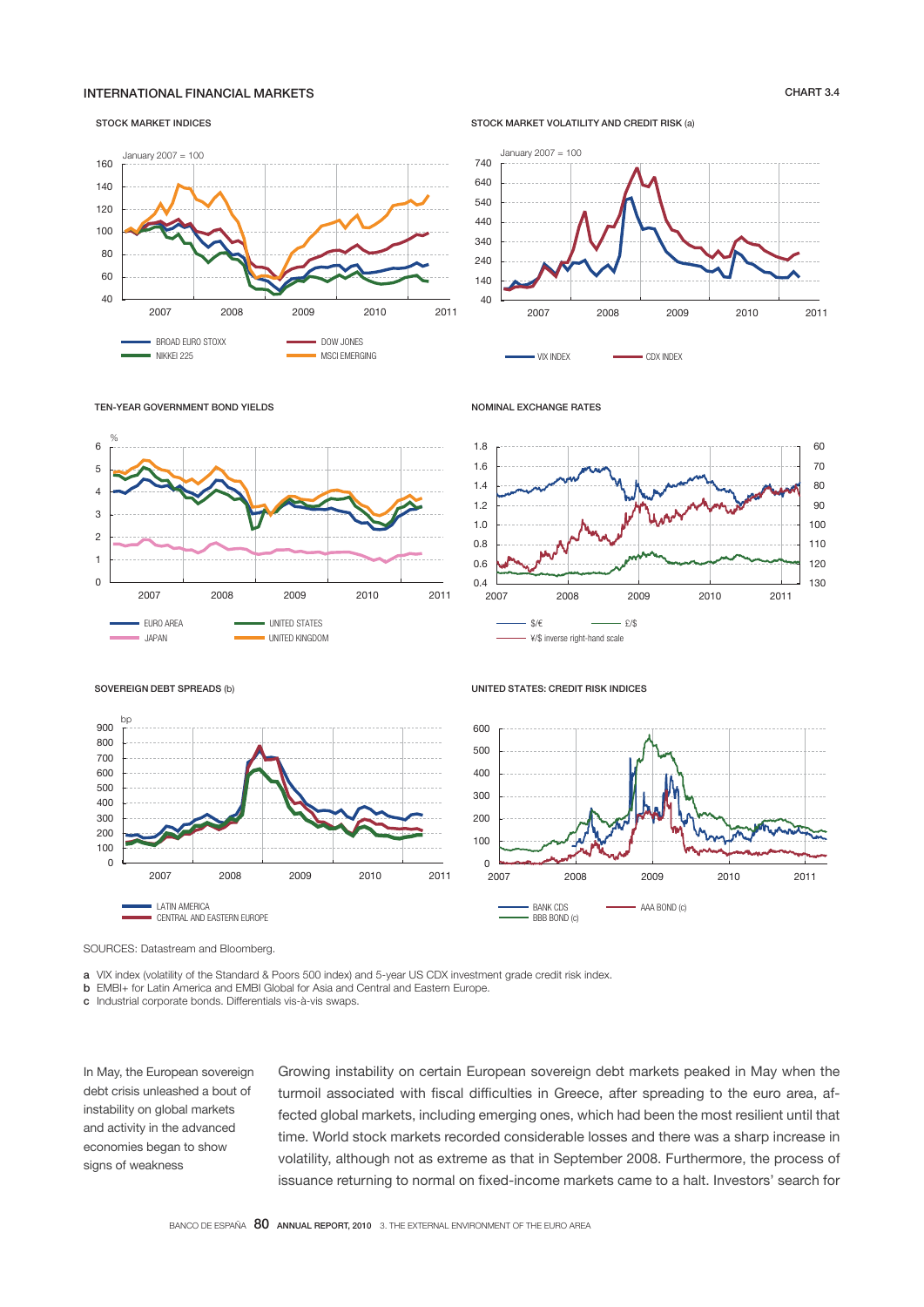## INTERNATIONAL FINANCIAL MARKETS

CHART 3.4

STOCK MARKET INDICES

STOCK MARKET VOLATILITY AND CREDIT RISK (a)

TEN-YEAR GOVERNMENT BOND YIELDS

NOMINAL EXCHANGE RATES

SOVEREIGN DEBT SPREADS (b)

UNITED STATES: CREDIT RISK INDICES

SOURCES: Datastream and Bloomberg.

a VIX index (volatility of the Standard & Poors 500 index) and 5-year US CDX investment grade credit risk index.
b EMBI+ for Latin America and EMBI Global for Asia and Central and Eastern Europe.
c Industrial corporate bonds. Differentials vis-à-vis swaps.

*In May, the European sovereign debt crisis unleashed a bout of instability on global markets and activity in the advanced economies began to show signs of weakness*

Growing instability on certain European sovereign debt markets peaked in May when the turmoil associated with fiscal difficulties in Greece, after spreading to the euro area, affected global markets, including emerging ones, which had been the most resilient until that time. World stock markets recorded considerable losses and there was a sharp increase in volatility, although not as extreme as that in September 2008. Furthermore, the process of issuance returning to normal on fixed-income markets came to a halt. Investors' search for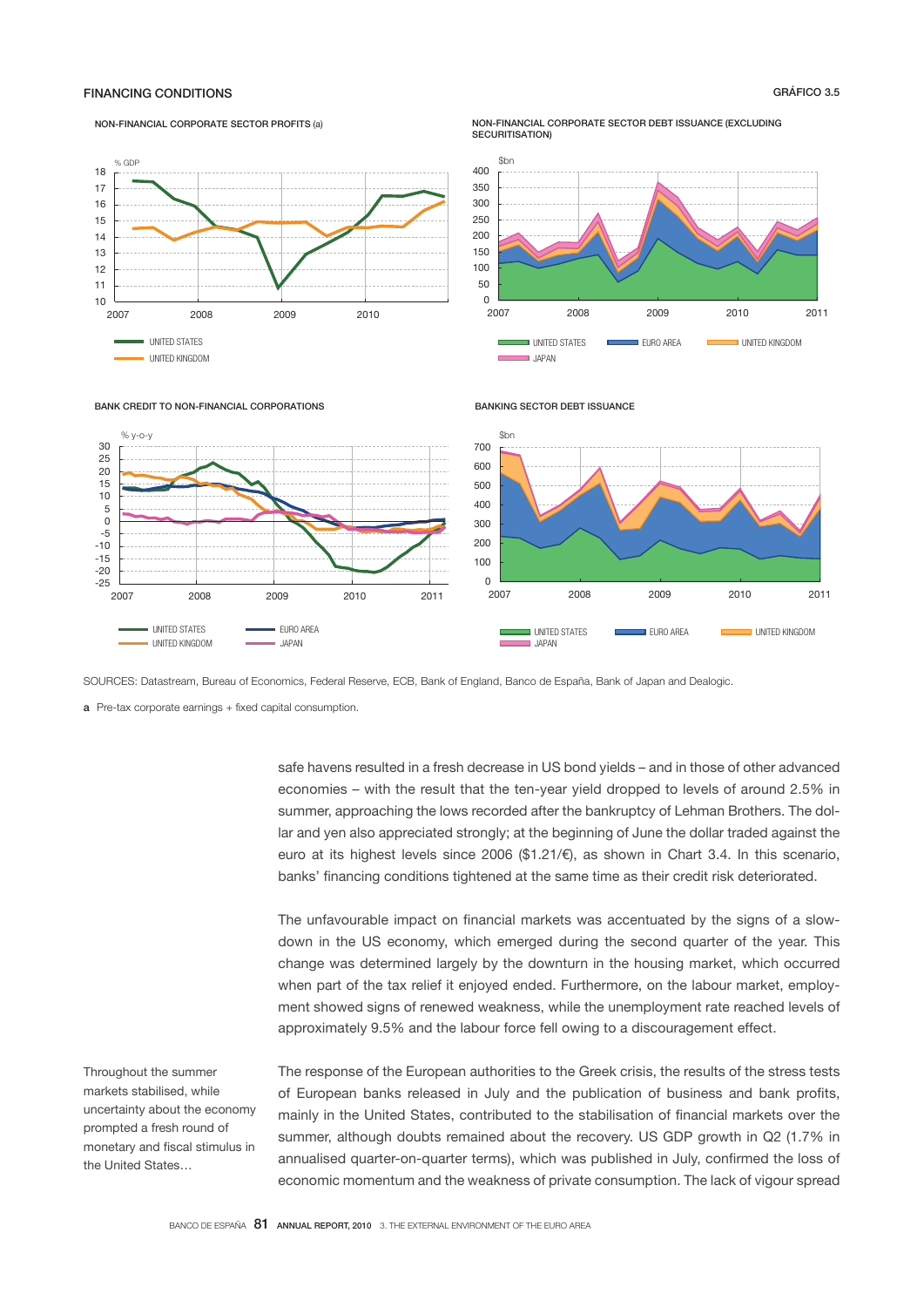**FINANCING CONDITIONS** — GRÁFICO 3.5

NON-FINANCIAL CORPORATE SECTOR PROFITS (a)

NON-FINANCIAL CORPORATE SECTOR DEBT ISSUANCE (EXCLUDING SECURITISATION)

BANK CREDIT TO NON-FINANCIAL CORPORATIONS

BANKING SECTOR DEBT ISSUANCE

SOURCES: Datastream, Bureau of Economics, Federal Reserve, ECB, Bank of England, Banco de España, Bank of Japan and Dealogic.

a Pre-tax corporate earnings + fixed capital consumption.

safe havens resulted in a fresh decrease in US bond yields – and in those of other advanced economies – with the result that the ten-year yield dropped to levels of around 2.5% in summer, approaching the lows recorded after the bankruptcy of Lehman Brothers. The dollar and yen also appreciated strongly; at the beginning of June the dollar traded against the euro at its highest levels since 2006 ($1.21/€), as shown in Chart 3.4. In this scenario, banks' financing conditions tightened at the same time as their credit risk deteriorated.

The unfavourable impact on financial markets was accentuated by the signs of a slowdown in the US economy, which emerged during the second quarter of the year. This change was determined largely by the downturn in the housing market, which occurred when part of the tax relief it enjoyed ended. Furthermore, on the labour market, employment showed signs of renewed weakness, while the unemployment rate reached levels of approximately 9.5% and the labour force fell owing to a discouragement effect.

*Throughout the summer markets stabilised, while uncertainty about the economy prompted a fresh round of monetary and fiscal stimulus in the United States…*

The response of the European authorities to the Greek crisis, the results of the stress tests of European banks released in July and the publication of business and bank profits, mainly in the United States, contributed to the stabilisation of financial markets over the summer, although doubts remained about the recovery. US GDP growth in Q2 (1.7% in annualised quarter-on-quarter terms), which was published in July, confirmed the loss of economic momentum and the weakness of private consumption. The lack of vigour spread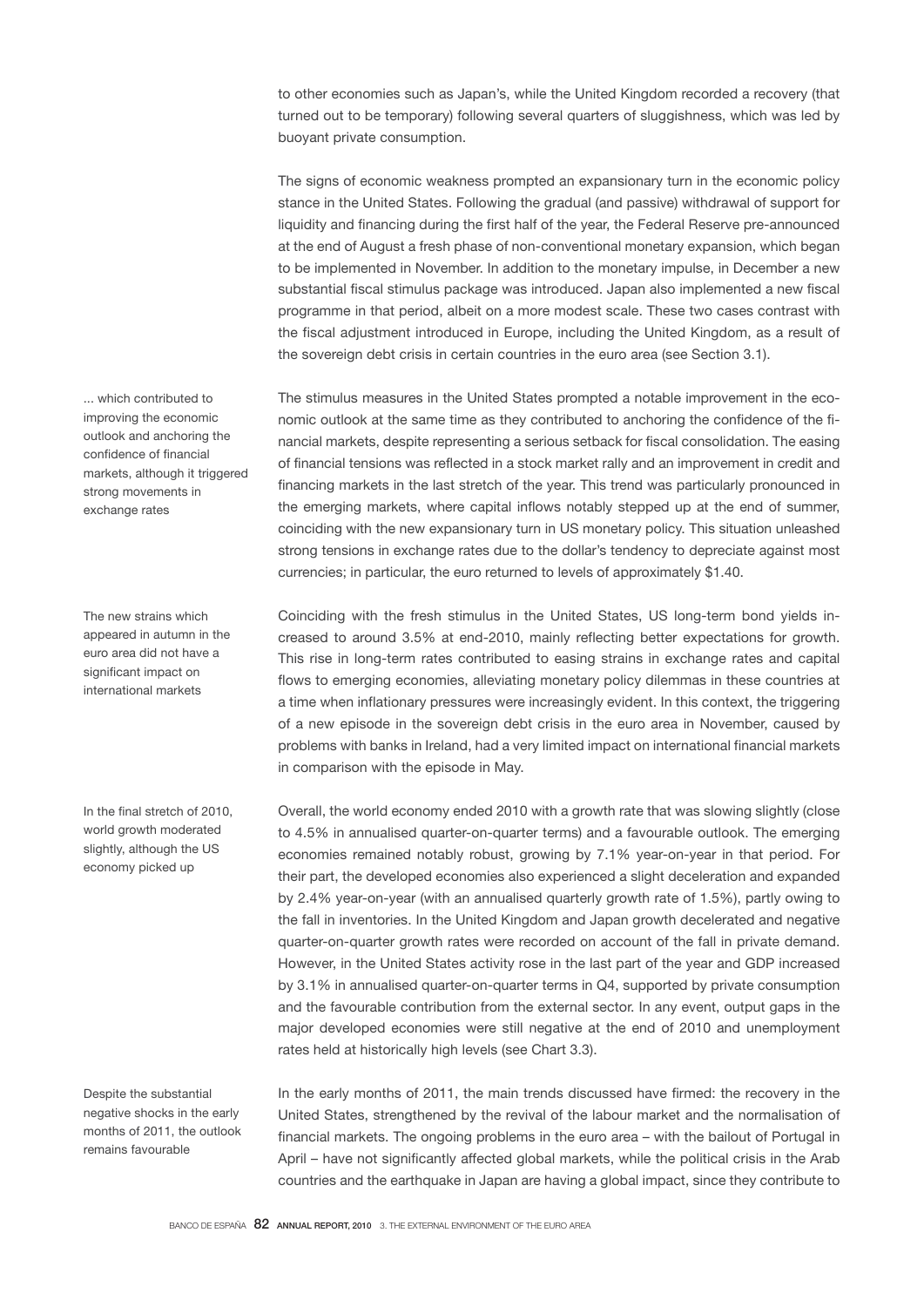to other economies such as Japan's, while the United Kingdom recorded a recovery (that turned out to be temporary) following several quarters of sluggishness, which was led by buoyant private consumption.

The signs of economic weakness prompted an expansionary turn in the economic policy stance in the United States. Following the gradual (and passive) withdrawal of support for liquidity and financing during the first half of the year, the Federal Reserve pre-announced at the end of August a fresh phase of non-conventional monetary expansion, which began to be implemented in November. In addition to the monetary impulse, in December a new substantial fiscal stimulus package was introduced. Japan also implemented a new fiscal programme in that period, albeit on a more modest scale. These two cases contrast with the fiscal adjustment introduced in Europe, including the United Kingdom, as a result of the sovereign debt crisis in certain countries in the euro area (see Section 3.1).

*... which contributed to improving the economic outlook and anchoring the confidence of financial markets, although it triggered strong movements in exchange rates*

The stimulus measures in the United States prompted a notable improvement in the economic outlook at the same time as they contributed to anchoring the confidence of the financial markets, despite representing a serious setback for fiscal consolidation. The easing of financial tensions was reflected in a stock market rally and an improvement in credit and financing markets in the last stretch of the year. This trend was particularly pronounced in the emerging markets, where capital inflows notably stepped up at the end of summer, coinciding with the new expansionary turn in US monetary policy. This situation unleashed strong tensions in exchange rates due to the dollar's tendency to depreciate against most currencies; in particular, the euro returned to levels of approximately $1.40.

*The new strains which appeared in autumn in the euro area did not have a significant impact on international markets*

Coinciding with the fresh stimulus in the United States, US long-term bond yields increased to around 3.5% at end-2010, mainly reflecting better expectations for growth. This rise in long-term rates contributed to easing strains in exchange rates and capital flows to emerging economies, alleviating monetary policy dilemmas in these countries at a time when inflationary pressures were increasingly evident. In this context, the triggering of a new episode in the sovereign debt crisis in the euro area in November, caused by problems with banks in Ireland, had a very limited impact on international financial markets in comparison with the episode in May.

*In the final stretch of 2010, world growth moderated slightly, although the US economy picked up*

Overall, the world economy ended 2010 with a growth rate that was slowing slightly (close to 4.5% in annualised quarter-on-quarter terms) and a favourable outlook. The emerging economies remained notably robust, growing by 7.1% year-on-year in that period. For their part, the developed economies also experienced a slight deceleration and expanded by 2.4% year-on-year (with an annualised quarterly growth rate of 1.5%), partly owing to the fall in inventories. In the United Kingdom and Japan growth decelerated and negative quarter-on-quarter growth rates were recorded on account of the fall in private demand. However, in the United States activity rose in the last part of the year and GDP increased by 3.1% in annualised quarter-on-quarter terms in Q4, supported by private consumption and the favourable contribution from the external sector. In any event, output gaps in the major developed economies were still negative at the end of 2010 and unemployment rates held at historically high levels (see Chart 3.3).

*Despite the substantial negative shocks in the early months of 2011, the outlook remains favourable*

In the early months of 2011, the main trends discussed have firmed: the recovery in the United States, strengthened by the revival of the labour market and the normalisation of financial markets. The ongoing problems in the euro area – with the bailout of Portugal in April – have not significantly affected global markets, while the political crisis in the Arab countries and the earthquake in Japan are having a global impact, since they contribute to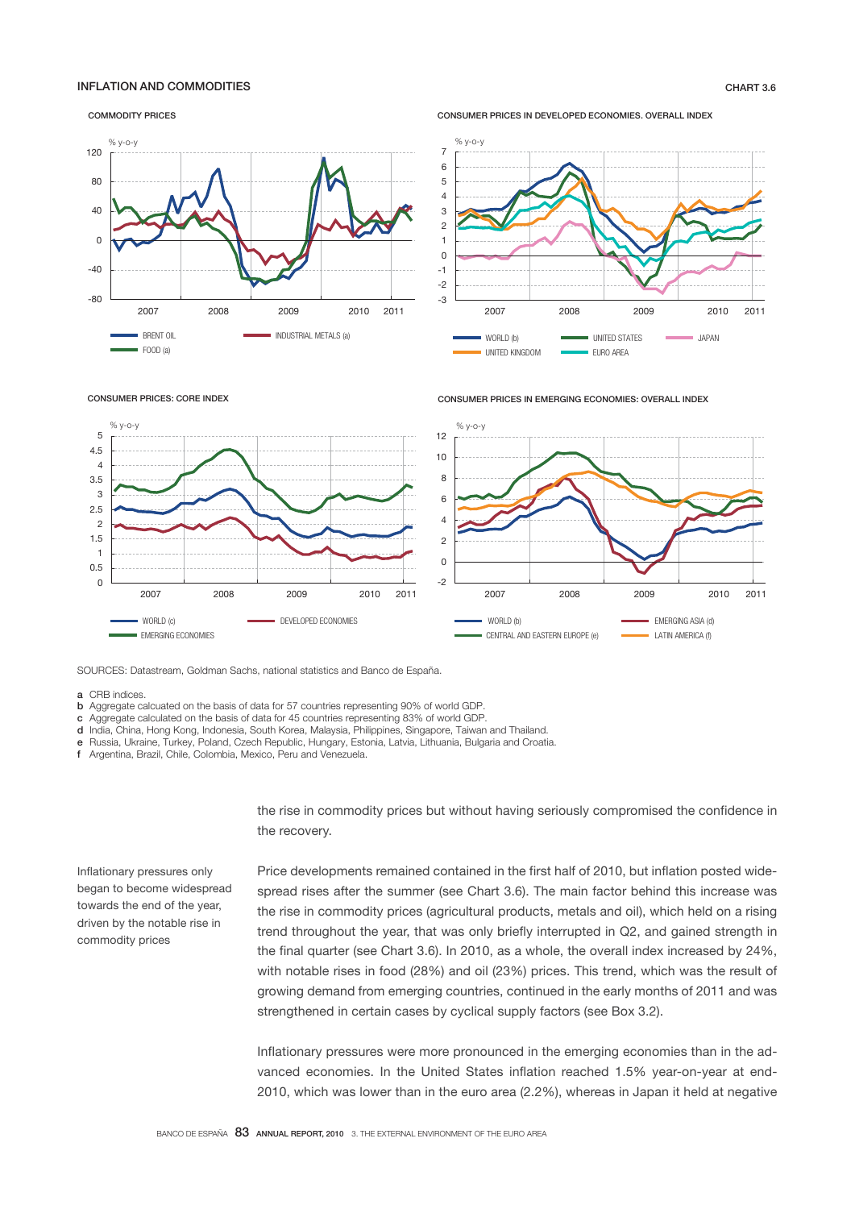## INFLATION AND COMMODITIES

CHART 3.6

COMMODITY PRICES

CONSUMER PRICES IN DEVELOPED ECONOMIES. OVERALL INDEX

CONSUMER PRICES: CORE INDEX

CONSUMER PRICES IN EMERGING ECONOMIES: OVERALL INDEX

SOURCES: Datastream, Goldman Sachs, national statistics and Banco de España.

a CRB indices.
b Aggregate calcuated on the basis of data for 57 countries representing 90% of world GDP.
c Aggregate calculated on the basis of data for 45 countries representing 83% of world GDP.
d India, China, Hong Kong, Indonesia, South Korea, Malaysia, Philippines, Singapore, Taiwan and Thailand.
e Russia, Ukraine, Turkey, Poland, Czech Republic, Hungary, Estonia, Latvia, Lithuania, Bulgaria and Croatia.
f Argentina, Brazil, Chile, Colombia, Mexico, Peru and Venezuela.

the rise in commodity prices but without having seriously compromised the confidence in the recovery.

Inflationary pressures only began to become widespread towards the end of the year, driven by the notable rise in commodity prices

Price developments remained contained in the first half of 2010, but inflation posted widespread rises after the summer (see Chart 3.6). The main factor behind this increase was the rise in commodity prices (agricultural products, metals and oil), which held on a rising trend throughout the year, that was only briefly interrupted in Q2, and gained strength in the final quarter (see Chart 3.6). In 2010, as a whole, the overall index increased by 24%, with notable rises in food (28%) and oil (23%) prices. This trend, which was the result of growing demand from emerging countries, continued in the early months of 2011 and was strengthened in certain cases by cyclical supply factors (see Box 3.2).

Inflationary pressures were more pronounced in the emerging economies than in the advanced economies. In the United States inflation reached 1.5% year-on-year at end-2010, which was lower than in the euro area (2.2%), whereas in Japan it held at negative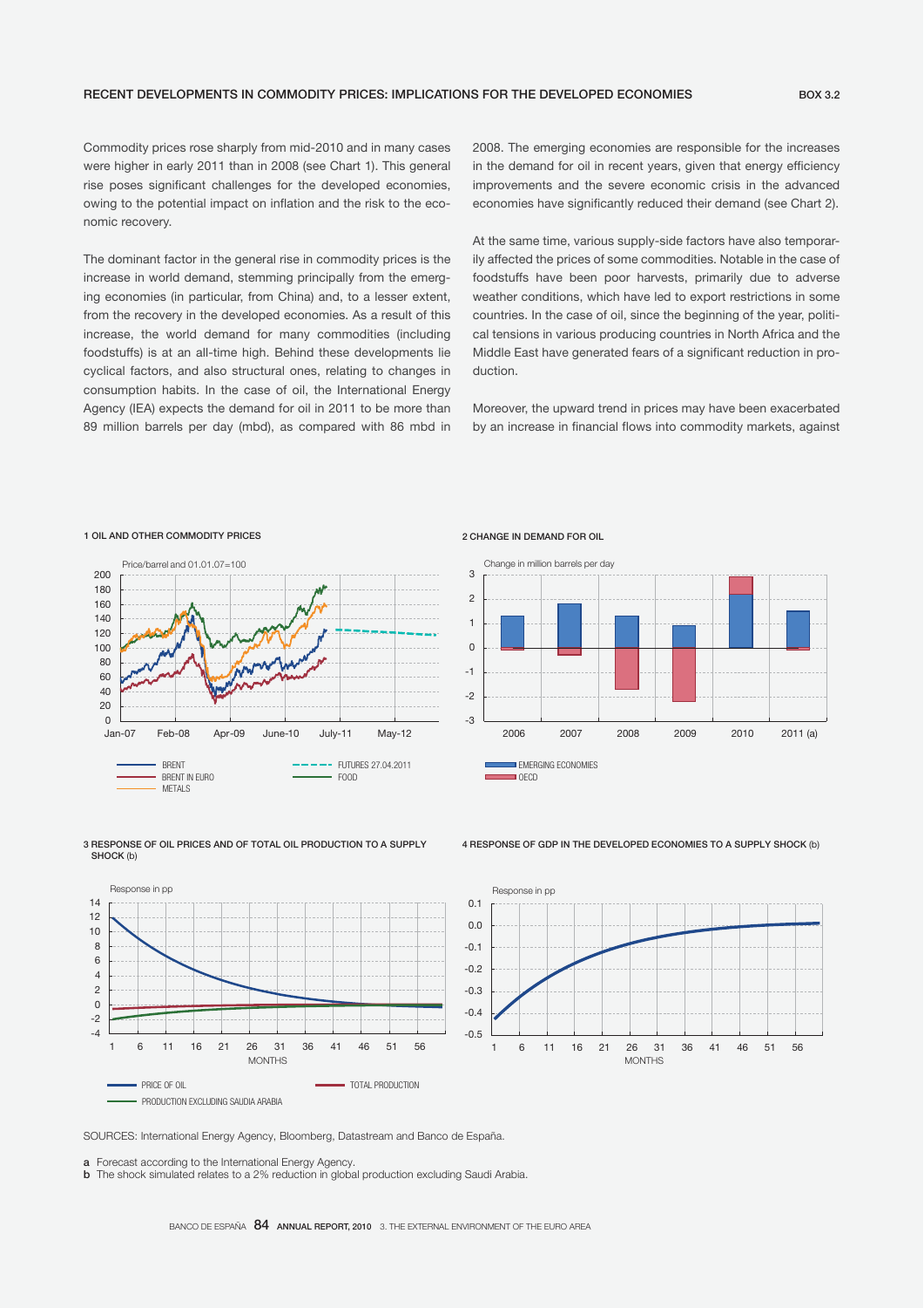## RECENT DEVELOPMENTS IN COMMODITY PRICES: IMPLICATIONS FOR THE DEVELOPED ECONOMIES

BOX 3.2

Commodity prices rose sharply from mid-2010 and in many cases were higher in early 2011 than in 2008 (see Chart 1). This general rise poses significant challenges for the developed economies, owing to the potential impact on inflation and the risk to the economic recovery.

The dominant factor in the general rise in commodity prices is the increase in world demand, stemming principally from the emerging economies (in particular, from China) and, to a lesser extent, from the recovery in the developed economies. As a result of this increase, the world demand for many commodities (including foodstuffs) is at an all-time high. Behind these developments lie cyclical factors, and also structural ones, relating to changes in consumption habits. In the case of oil, the International Energy Agency (IEA) expects the demand for oil in 2011 to be more than 89 million barrels per day (mbd), as compared with 86 mbd in 2008. The emerging economies are responsible for the increases in the demand for oil in recent years, given that energy efficiency improvements and the severe economic crisis in the advanced economies have significantly reduced their demand (see Chart 2).

At the same time, various supply-side factors have also temporarily affected the prices of some commodities. Notable in the case of foodstuffs have been poor harvests, primarily due to adverse weather conditions, which have led to export restrictions in some countries. In the case of oil, since the beginning of the year, political tensions in various producing countries in North Africa and the Middle East have generated fears of a significant reduction in production.

Moreover, the upward trend in prices may have been exacerbated by an increase in financial flows into commodity markets, against

1 OIL AND OTHER COMMODITY PRICES

2 CHANGE IN DEMAND FOR OIL

3 RESPONSE OF OIL PRICES AND OF TOTAL OIL PRODUCTION TO A SUPPLY SHOCK (b)

4 RESPONSE OF GDP IN THE DEVELOPED ECONOMIES TO A SUPPLY SHOCK (b)

SOURCES: International Energy Agency, Bloomberg, Datastream and Banco de España.

a Forecast according to the International Energy Agency.
b The shock simulated relates to a 2% reduction in global production excluding Saudi Arabia.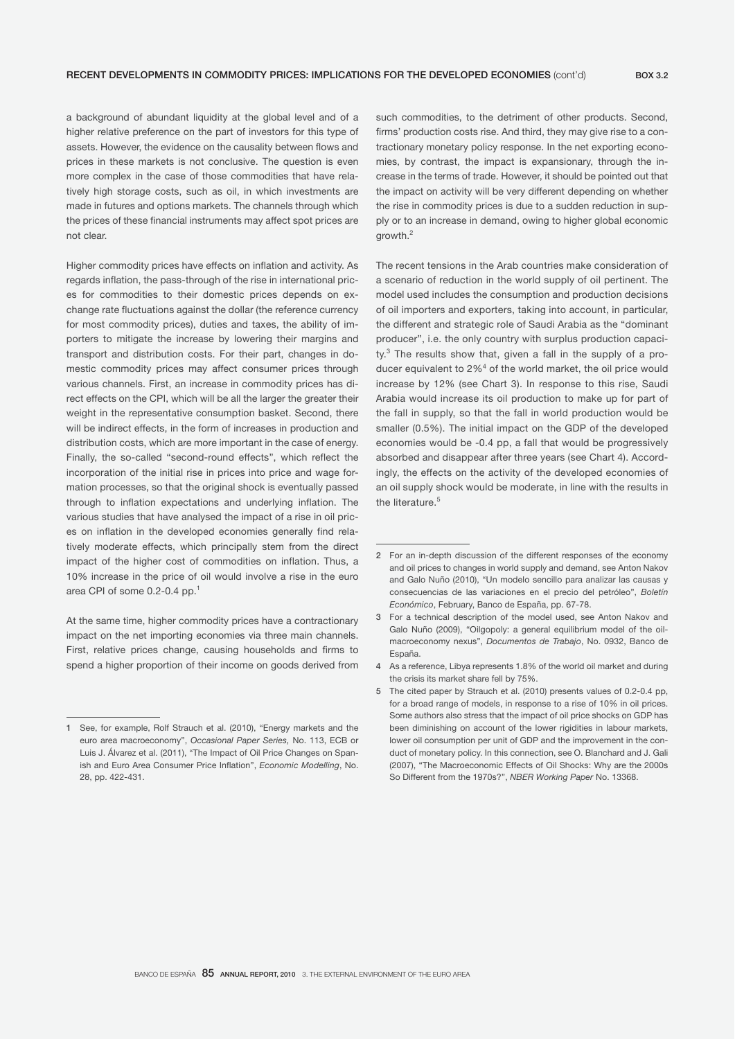a background of abundant liquidity at the global level and of a higher relative preference on the part of investors for this type of assets. However, the evidence on the causality between flows and prices in these markets is not conclusive. The question is even more complex in the case of those commodities that have relatively high storage costs, such as oil, in which investments are made in futures and options markets. The channels through which the prices of these financial instruments may affect spot prices are not clear.

Higher commodity prices have effects on inflation and activity. As regards inflation, the pass-through of the rise in international prices for commodities to their domestic prices depends on exchange rate fluctuations against the dollar (the reference currency for most commodity prices), duties and taxes, the ability of importers to mitigate the increase by lowering their margins and transport and distribution costs. For their part, changes in domestic commodity prices may affect consumer prices through various channels. First, an increase in commodity prices has direct effects on the CPI, which will be all the larger the greater their weight in the representative consumption basket. Second, there will be indirect effects, in the form of increases in production and distribution costs, which are more important in the case of energy. Finally, the so-called "second-round effects", which reflect the incorporation of the initial rise in prices into price and wage formation processes, so that the original shock is eventually passed through to inflation expectations and underlying inflation. The various studies that have analysed the impact of a rise in oil prices on inflation in the developed economies generally find relatively moderate effects, which principally stem from the direct impact of the higher cost of commodities on inflation. Thus, a 10% increase in the price of oil would involve a rise in the euro area CPI of some 0.2-0.4 pp.[1]

At the same time, higher commodity prices have a contractionary impact on the net importing economies via three main channels. First, relative prices change, causing households and firms to spend a higher proportion of their income on goods derived from such commodities, to the detriment of other products. Second, firms' production costs rise. And third, they may give rise to a contractionary monetary policy response. In the net exporting economies, by contrast, the impact is expansionary, through the increase in the terms of trade. However, it should be pointed out that the impact on activity will be very different depending on whether the rise in commodity prices is due to a sudden reduction in supply or to an increase in demand, owing to higher global economic growth.[2]

The recent tensions in the Arab countries make consideration of a scenario of reduction in the world supply of oil pertinent. The model used includes the consumption and production decisions of oil importers and exporters, taking into account, in particular, the different and strategic role of Saudi Arabia as the "dominant producer", i.e. the only country with surplus production capacity.[3] The results show that, given a fall in the supply of a producer equivalent to 2%[4] of the world market, the oil price would increase by 12% (see Chart 3). In response to this rise, Saudi Arabia would increase its oil production to make up for part of the fall in supply, so that the fall in world production would be smaller (0.5%). The initial impact on the GDP of the developed economies would be -0.4 pp, a fall that would be progressively absorbed and disappear after three years (see Chart 4). Accordingly, the effects on the activity of the developed economies of an oil supply shock would be moderate, in line with the results in the literature.[5]

---

1 See, for example, Rolf Strauch et al. (2010), "Energy markets and the euro area macroeconomy", *Occasional Paper Series,* No. 113, ECB or Luis J. Álvarez et al. (2011), "The Impact of Oil Price Changes on Spanish and Euro Area Consumer Price Inflation", *Economic Modelling*, No. 28, pp. 422-431.

2 For an in-depth discussion of the different responses of the economy and oil prices to changes in world supply and demand, see Anton Nakov and Galo Nuño (2010), "Un modelo sencillo para analizar las causas y consecuencias de las variaciones en el precio del petróleo", *Boletín Económico*, February, Banco de España, pp. 67-78.

3 For a technical description of the model used, see Anton Nakov and Galo Nuño (2009), "Oilgopoly: a general equilibrium model of the oil-macroeconomy nexus", *Documentos de Trabajo*, No. 0932, Banco de España.

4 As a reference, Libya represents 1.8% of the world oil market and during the crisis its market share fell by 75%.

5 The cited paper by Strauch et al. (2010) presents values of 0.2-0.4 pp, for a broad range of models, in response to a rise of 10% in oil prices. Some authors also stress that the impact of oil price shocks on GDP has been diminishing on account of the lower rigidities in labour markets, lower oil consumption per unit of GDP and the improvement in the conduct of monetary policy. In this connection, see O. Blanchard and J. Gali (2007), "The Macroeconomic Effects of Oil Shocks: Why are the 2000s So Different from the 1970s?", *NBER Working Paper* No. 13368.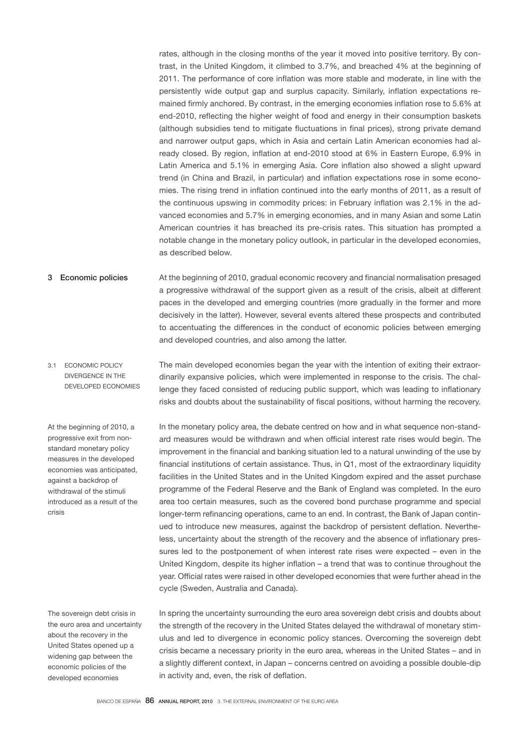rates, although in the closing months of the year it moved into positive territory. By contrast, in the United Kingdom, it climbed to 3.7%, and breached 4% at the beginning of 2011. The performance of core inflation was more stable and moderate, in line with the persistently wide output gap and surplus capacity. Similarly, inflation expectations remained firmly anchored. By contrast, in the emerging economies inflation rose to 5.6% at end-2010, reflecting the higher weight of food and energy in their consumption baskets (although subsidies tend to mitigate fluctuations in final prices), strong private demand and narrower output gaps, which in Asia and certain Latin American economies had already closed. By region, inflation at end-2010 stood at 6% in Eastern Europe, 6.9% in Latin America and 5.1% in emerging Asia. Core inflation also showed a slight upward trend (in China and Brazil, in particular) and inflation expectations rose in some economies. The rising trend in inflation continued into the early months of 2011, as a result of the continuous upswing in commodity prices: in February inflation was 2.1% in the advanced economies and 5.7% in emerging economies, and in many Asian and some Latin American countries it has breached its pre-crisis rates. This situation has prompted a notable change in the monetary policy outlook, in particular in the developed economies, as described below.

## 3 Economic policies

At the beginning of 2010, gradual economic recovery and financial normalisation presaged a progressive withdrawal of the support given as a result of the crisis, albeit at different paces in the developed and emerging countries (more gradually in the former and more decisively in the latter). However, several events altered these prospects and contributed to accentuating the differences in the conduct of economic policies between emerging and developed countries, and also among the latter.

### 3.1 ECONOMIC POLICY DIVERGENCE IN THE DEVELOPED ECONOMIES

The main developed economies began the year with the intention of exiting their extraordinarily expansive policies, which were implemented in response to the crisis. The challenge they faced consisted of reducing public support, which was leading to inflationary risks and doubts about the sustainability of fiscal positions, without harming the recovery.

*At the beginning of 2010, a progressive exit from non-standard monetary policy measures in the developed economies was anticipated, against a backdrop of withdrawal of the stimuli introduced as a result of the crisis*

In the monetary policy area, the debate centred on how and in what sequence non-standard measures would be withdrawn and when official interest rate rises would begin. The improvement in the financial and banking situation led to a natural unwinding of the use by financial institutions of certain assistance. Thus, in Q1, most of the extraordinary liquidity facilities in the United States and in the United Kingdom expired and the asset purchase programme of the Federal Reserve and the Bank of England was completed. In the euro area too certain measures, such as the covered bond purchase programme and special longer-term refinancing operations, came to an end. In contrast, the Bank of Japan continued to introduce new measures, against the backdrop of persistent deflation. Nevertheless, uncertainty about the strength of the recovery and the absence of inflationary pressures led to the postponement of when interest rate rises were expected – even in the United Kingdom, despite its higher inflation – a trend that was to continue throughout the year. Official rates were raised in other developed economies that were further ahead in the cycle (Sweden, Australia and Canada).

*The sovereign debt crisis in the euro area and uncertainty about the recovery in the United States opened up a widening gap between the economic policies of the developed economies*

In spring the uncertainty surrounding the euro area sovereign debt crisis and doubts about the strength of the recovery in the United States delayed the withdrawal of monetary stimulus and led to divergence in economic policy stances. Overcoming the sovereign debt crisis became a necessary priority in the euro area, whereas in the United States – and in a slightly different context, in Japan – concerns centred on avoiding a possible double-dip in activity and, even, the risk of deflation.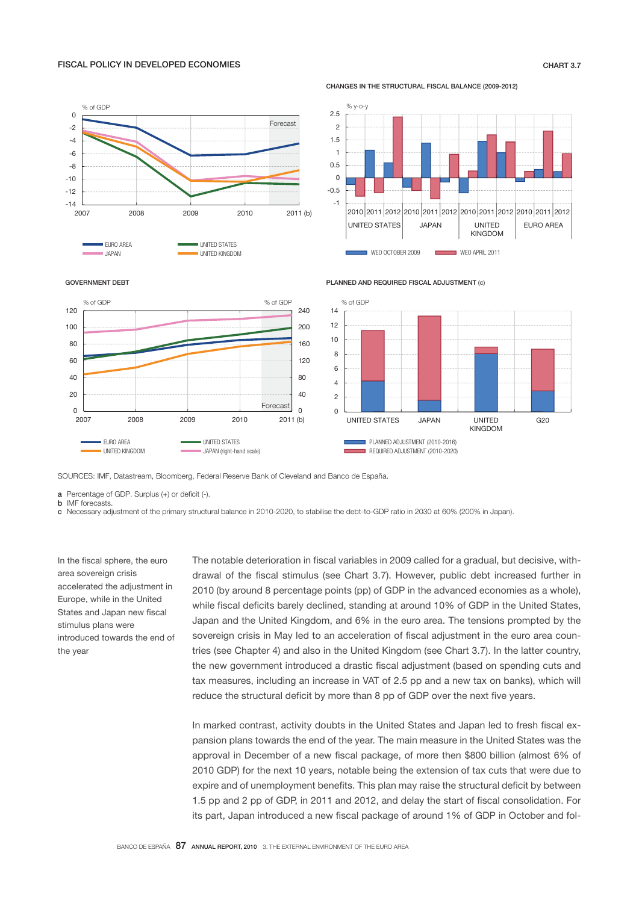FISCAL POLICY IN DEVELOPED ECONOMIES

CHART 3.7

CHANGES IN THE STRUCTURAL FISCAL BALANCE (2009-2012)

GOVERNMENT DEBT

PLANNED AND REQUIRED FISCAL ADJUSTMENT (c)

SOURCES: IMF, Datastream, Bloomberg, Federal Reserve Bank of Cleveland and Banco de España.

a Percentage of GDP. Surplus (+) or deficit (-).
b IMF forecasts.
c Necessary adjustment of the primary structural balance in 2010-2020, to stabilise the debt-to-GDP ratio in 2030 at 60% (200% in Japan).

In the fiscal sphere, the euro area sovereign crisis accelerated the adjustment in Europe, while in the United States and Japan new fiscal stimulus plans were introduced towards the end of the year

The notable deterioration in fiscal variables in 2009 called for a gradual, but decisive, withdrawal of the fiscal stimulus (see Chart 3.7). However, public debt increased further in 2010 (by around 8 percentage points (pp) of GDP in the advanced economies as a whole), while fiscal deficits barely declined, standing at around 10% of GDP in the United States, Japan and the United Kingdom, and 6% in the euro area. The tensions prompted by the sovereign crisis in May led to an acceleration of fiscal adjustment in the euro area countries (see Chapter 4) and also in the United Kingdom (see Chart 3.7). In the latter country, the new government introduced a drastic fiscal adjustment (based on spending cuts and tax measures, including an increase in VAT of 2.5 pp and a new tax on banks), which will reduce the structural deficit by more than 8 pp of GDP over the next five years.

In marked contrast, activity doubts in the United States and Japan led to fresh fiscal expansion plans towards the end of the year. The main measure in the United States was the approval in December of a new fiscal package, of more then $800 billion (almost 6% of 2010 GDP) for the next 10 years, notable being the extension of tax cuts that were due to expire and of unemployment benefits. This plan may raise the structural deficit by between 1.5 pp and 2 pp of GDP, in 2011 and 2012, and delay the start of fiscal consolidation. For its part, Japan introduced a new fiscal package of around 1% of GDP in October and fol-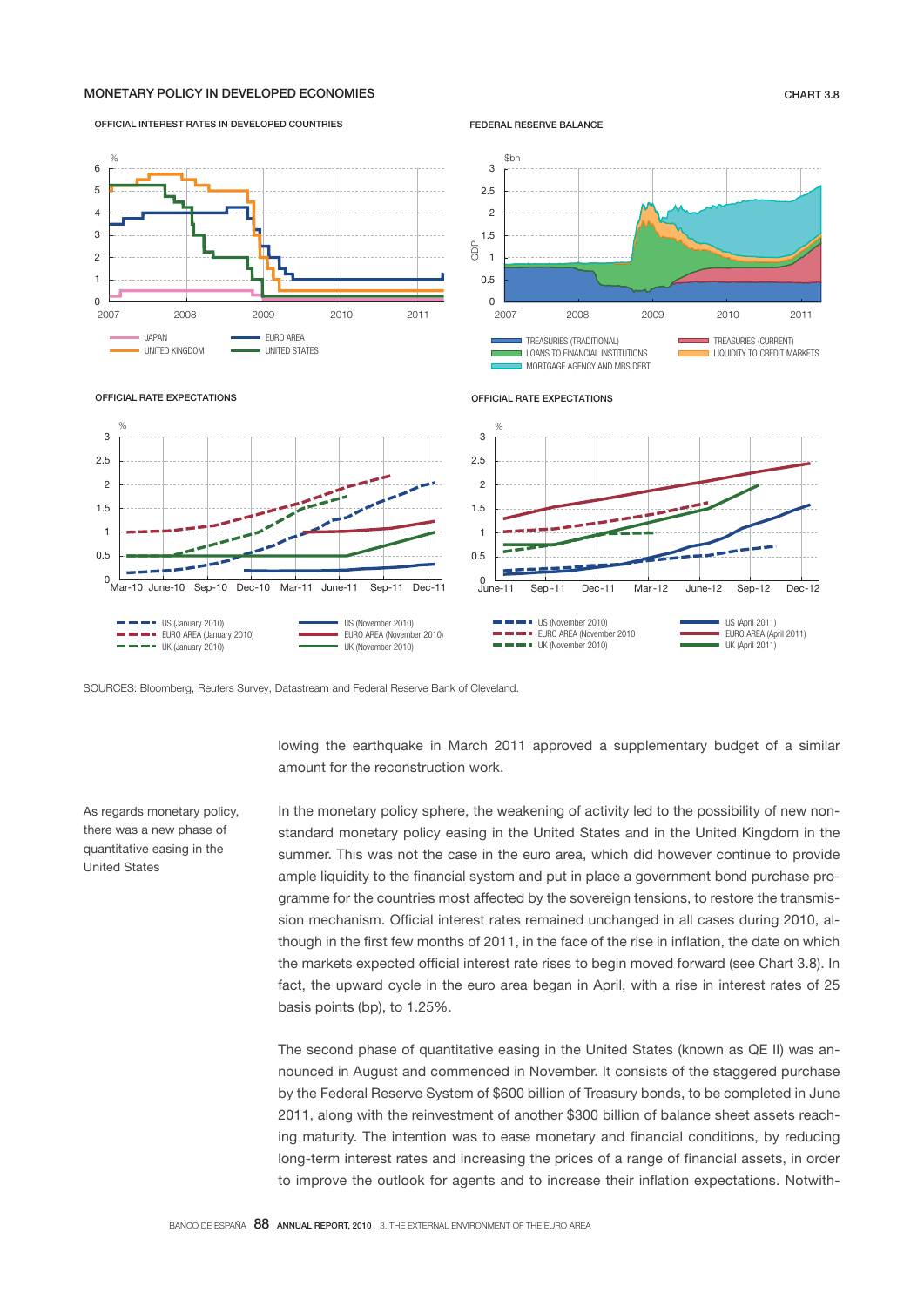## MONETARY POLICY IN DEVELOPED ECONOMIES

CHART 3.8

OFFICIAL INTEREST RATES IN DEVELOPED COUNTRIES

FEDERAL RESERVE BALANCE

OFFICIAL RATE EXPECTATIONS

OFFICIAL RATE EXPECTATIONS

SOURCES: Bloomberg, Reuters Survey, Datastream and Federal Reserve Bank of Cleveland.

lowing the earthquake in March 2011 approved a supplementary budget of a similar amount for the reconstruction work.

As regards monetary policy, there was a new phase of quantitative easing in the United States

In the monetary policy sphere, the weakening of activity led to the possibility of new non-standard monetary policy easing in the United States and in the United Kingdom in the summer. This was not the case in the euro area, which did however continue to provide ample liquidity to the financial system and put in place a government bond purchase programme for the countries most affected by the sovereign tensions, to restore the transmission mechanism. Official interest rates remained unchanged in all cases during 2010, although in the first few months of 2011, in the face of the rise in inflation, the date on which the markets expected official interest rate rises to begin moved forward (see Chart 3.8). In fact, the upward cycle in the euro area began in April, with a rise in interest rates of 25 basis points (bp), to 1.25%.

The second phase of quantitative easing in the United States (known as QE II) was announced in August and commenced in November. It consists of the staggered purchase by the Federal Reserve System of $600 billion of Treasury bonds, to be completed in June 2011, along with the reinvestment of another $300 billion of balance sheet assets reaching maturity. The intention was to ease monetary and financial conditions, by reducing long-term interest rates and increasing the prices of a range of financial assets, in order to improve the outlook for agents and to increase their inflation expectations. Notwith-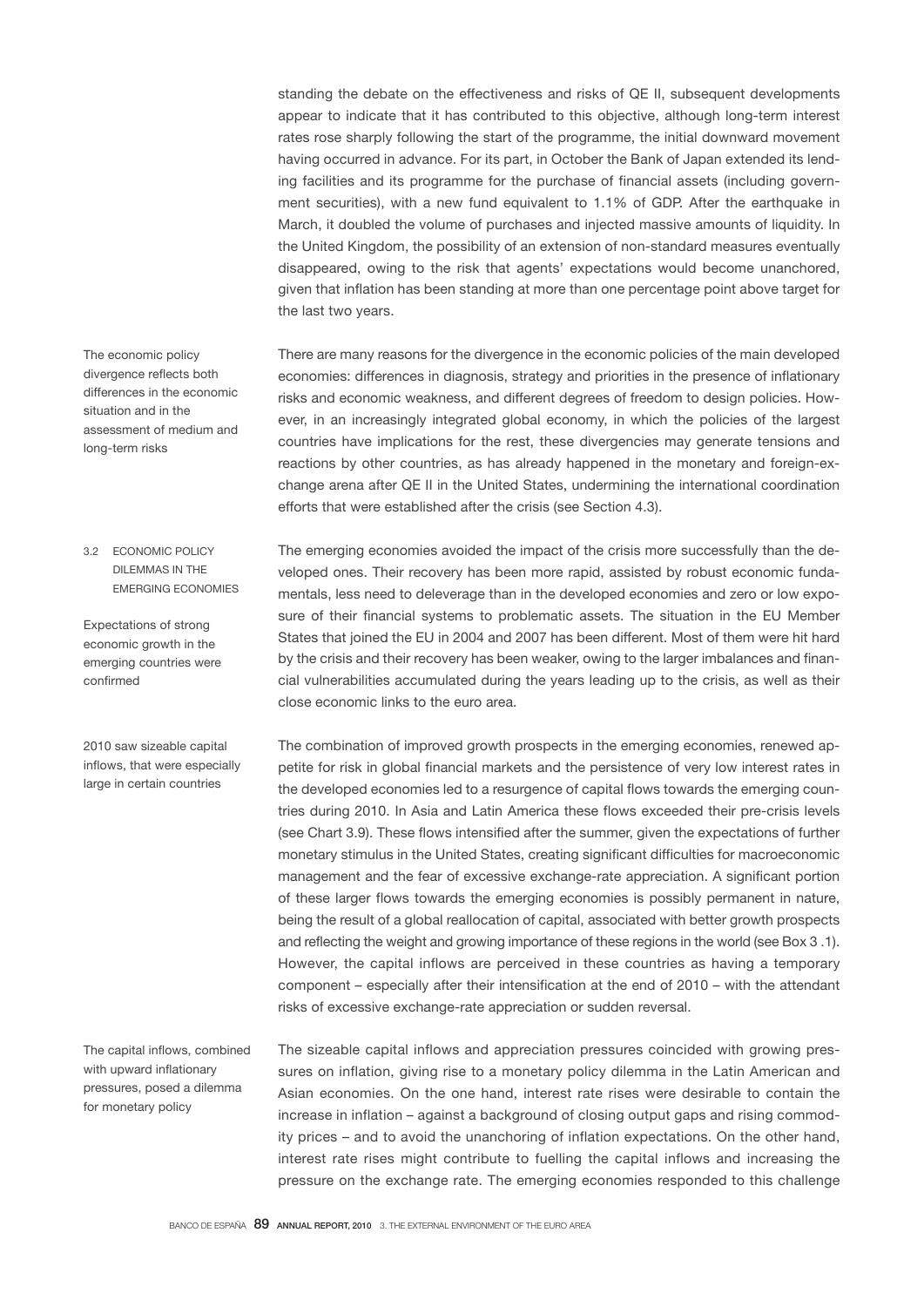standing the debate on the effectiveness and risks of QE II, subsequent developments appear to indicate that it has contributed to this objective, although long-term interest rates rose sharply following the start of the programme, the initial downward movement having occurred in advance. For its part, in October the Bank of Japan extended its lending facilities and its programme for the purchase of financial assets (including government securities), with a new fund equivalent to 1.1% of GDP. After the earthquake in March, it doubled the volume of purchases and injected massive amounts of liquidity. In the United Kingdom, the possibility of an extension of non-standard measures eventually disappeared, owing to the risk that agents' expectations would become unanchored, given that inflation has been standing at more than one percentage point above target for the last two years.

The economic policy divergence reflects both differences in the economic situation and in the assessment of medium and long-term risks

There are many reasons for the divergence in the economic policies of the main developed economies: differences in diagnosis, strategy and priorities in the presence of inflationary risks and economic weakness, and different degrees of freedom to design policies. However, in an increasingly integrated global economy, in which the policies of the largest countries have implications for the rest, these divergencies may generate tensions and reactions by other countries, as has already happened in the monetary and foreign-exchange arena after QE II in the United States, undermining the international coordination efforts that were established after the crisis (see Section 4.3).

## 3.2 ECONOMIC POLICY DILEMMAS IN THE EMERGING ECONOMIES

Expectations of strong economic growth in the emerging countries were confirmed

The emerging economies avoided the impact of the crisis more successfully than the developed ones. Their recovery has been more rapid, assisted by robust economic fundamentals, less need to deleverage than in the developed economies and zero or low exposure of their financial systems to problematic assets. The situation in the EU Member States that joined the EU in 2004 and 2007 has been different. Most of them were hit hard by the crisis and their recovery has been weaker, owing to the larger imbalances and financial vulnerabilities accumulated during the years leading up to the crisis, as well as their close economic links to the euro area.

2010 saw sizeable capital inflows, that were especially large in certain countries

The combination of improved growth prospects in the emerging economies, renewed appetite for risk in global financial markets and the persistence of very low interest rates in the developed economies led to a resurgence of capital flows towards the emerging countries during 2010. In Asia and Latin America these flows exceeded their pre-crisis levels (see Chart 3.9). These flows intensified after the summer, given the expectations of further monetary stimulus in the United States, creating significant difficulties for macroeconomic management and the fear of excessive exchange-rate appreciation. A significant portion of these larger flows towards the emerging economies is possibly permanent in nature, being the result of a global reallocation of capital, associated with better growth prospects and reflecting the weight and growing importance of these regions in the world (see Box 3 .1). However, the capital inflows are perceived in these countries as having a temporary component – especially after their intensification at the end of 2010 – with the attendant risks of excessive exchange-rate appreciation or sudden reversal.

The capital inflows, combined with upward inflationary pressures, posed a dilemma for monetary policy

The sizeable capital inflows and appreciation pressures coincided with growing pressures on inflation, giving rise to a monetary policy dilemma in the Latin American and Asian economies. On the one hand, interest rate rises were desirable to contain the increase in inflation – against a background of closing output gaps and rising commodity prices – and to avoid the unanchoring of inflation expectations. On the other hand, interest rate rises might contribute to fuelling the capital inflows and increasing the pressure on the exchange rate. The emerging economies responded to this challenge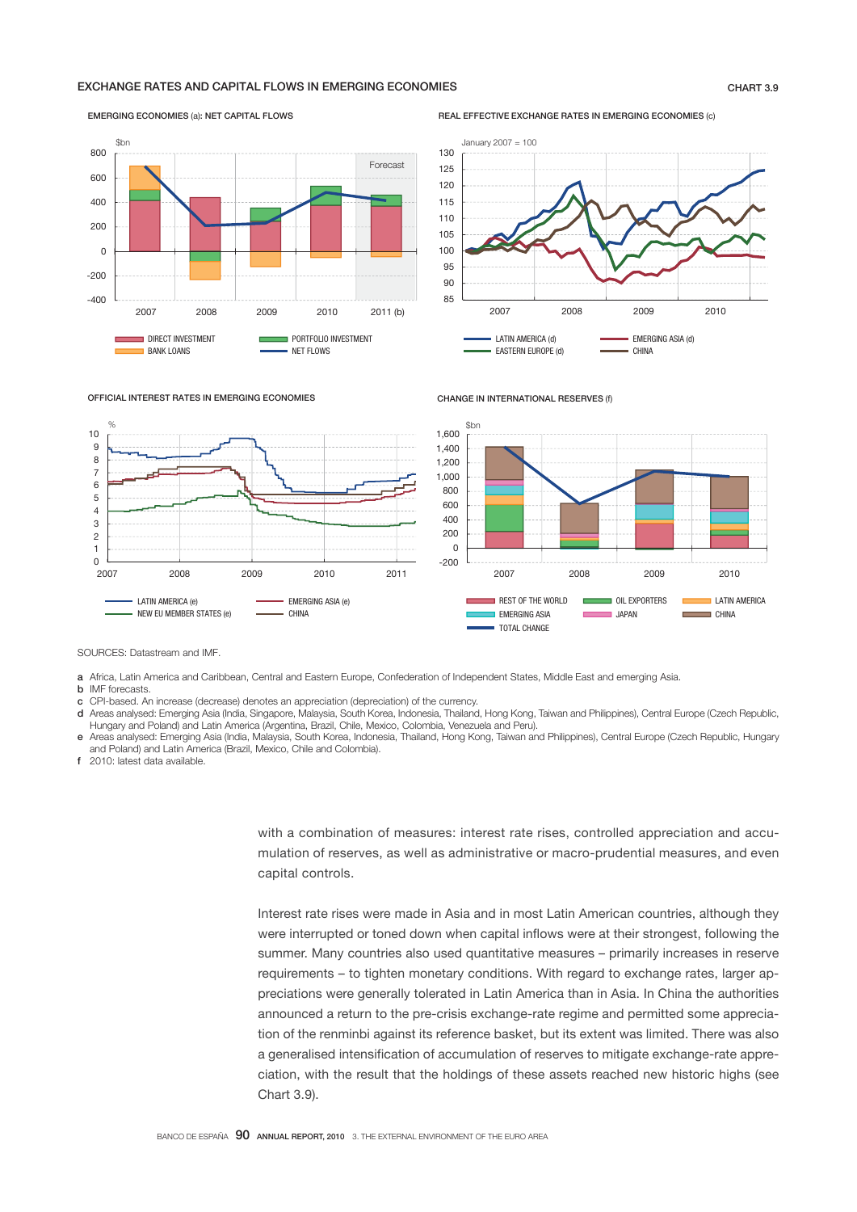## EXCHANGE RATES AND CAPITAL FLOWS IN EMERGING ECONOMIES

CHART 3.9

EMERGING ECONOMIES (a): NET CAPITAL FLOWS

REAL EFFECTIVE EXCHANGE RATES IN EMERGING ECONOMIES (c)

OFFICIAL INTEREST RATES IN EMERGING ECONOMIES

CHANGE IN INTERNATIONAL RESERVES (f)

SOURCES: Datastream and IMF.

a Africa, Latin America and Caribbean, Central and Eastern Europe, Confederation of Independent States, Middle East and emerging Asia.
b IMF forecasts.
c CPI-based. An increase (decrease) denotes an appreciation (depreciation) of the currency.
d Areas analysed: Emerging Asia (India, Singapore, Malaysia, South Korea, Indonesia, Thailand, Hong Kong, Taiwan and Philippines), Central Europe (Czech Republic, Hungary and Poland) and Latin America (Argentina, Brazil, Chile, Mexico, Colombia, Venezuela and Peru).
e Areas analysed: Emerging Asia (India, Malaysia, South Korea, Indonesia, Thailand, Hong Kong, Taiwan and Philippines), Central Europe (Czech Republic, Hungary and Poland) and Latin America (Brazil, Mexico, Chile and Colombia).
f 2010: latest data available.

with a combination of measures: interest rate rises, controlled appreciation and accumulation of reserves, as well as administrative or macro-prudential measures, and even capital controls.

Interest rate rises were made in Asia and in most Latin American countries, although they were interrupted or toned down when capital inflows were at their strongest, following the summer. Many countries also used quantitative measures – primarily increases in reserve requirements – to tighten monetary conditions. With regard to exchange rates, larger appreciations were generally tolerated in Latin America than in Asia. In China the authorities announced a return to the pre-crisis exchange-rate regime and permitted some appreciation of the renminbi against its reference basket, but its extent was limited. There was also a generalised intensification of accumulation of reserves to mitigate exchange-rate appreciation, with the result that the holdings of these assets reached new historic highs (see Chart 3.9).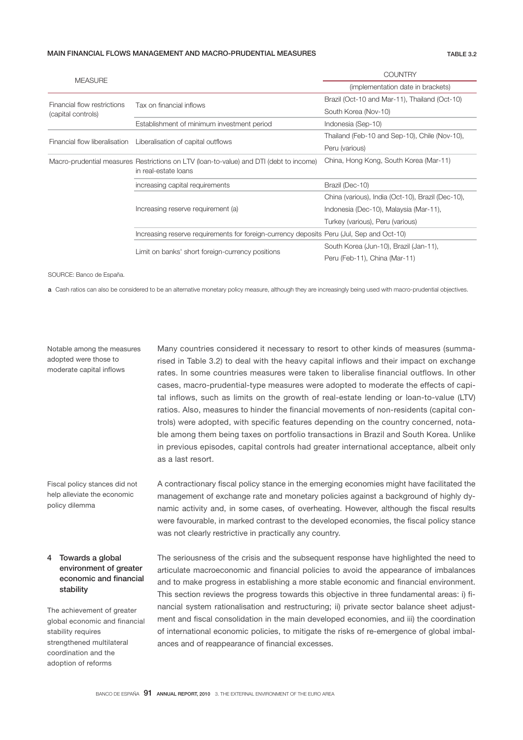**MAIN FINANCIAL FLOWS MANAGEMENT AND MACRO-PRUDENTIAL MEASURES** — TABLE 3.2

| MEASURE | | COUNTRY (implementation date in brackets) |
|---|---|---|
| Financial flow restrictions (capital controls) | Tax on financial inflows | Brazil (Oct-10 and Mar-11), Thailand (Oct-10) South Korea (Nov-10) |
| | Establishment of minimum investment period | Indonesia (Sep-10) |
| Financial flow liberalisation | Liberalisation of capital outflows | Thailand (Feb-10 and Sep-10), Chile (Nov-10), Peru (various) |
| Macro-prudential measures | Restrictions on LTV (loan-to-value) and DTI (debt to income) in real-estate loans | China, Hong Kong, South Korea (Mar-11) |
| | increasing capital requirements | Brazil (Dec-10) |
| | Increasing reserve requirement (a) | China (various), India (Oct-10), Brazil (Dec-10), Indonesia (Dec-10), Malaysia (Mar-11), Turkey (various), Peru (various) |
| | Increasing reserve requirements for foreign-currency deposits | Peru (Jul, Sep and Oct-10) |
| | Limit on banks' short foreign-currency positions | South Korea (Jun-10), Brazil (Jan-11), Peru (Feb-11), China (Mar-11) |

SOURCE: Banco de España.

a Cash ratios can also be considered to be an alternative monetary policy measure, although they are increasingly being used with macro-prudential objectives.

*Notable among the measures adopted were those to moderate capital inflows*

Many countries considered it necessary to resort to other kinds of measures (summarised in Table 3.2) to deal with the heavy capital inflows and their impact on exchange rates. In some countries measures were taken to liberalise financial outflows. In other cases, macro-prudential-type measures were adopted to moderate the effects of capital inflows, such as limits on the growth of real-estate lending or loan-to-value (LTV) ratios. Also, measures to hinder the financial movements of non-residents (capital controls) were adopted, with specific features depending on the country concerned, notable among them being taxes on portfolio transactions in Brazil and South Korea. Unlike in previous episodes, capital controls had greater international acceptance, albeit only as a last resort.

*Fiscal policy stances did not help alleviate the economic policy dilemma*

A contractionary fiscal policy stance in the emerging economies might have facilitated the management of exchange rate and monetary policies against a background of highly dynamic activity and, in some cases, of overheating. However, although the fiscal results were favourable, in marked contrast to the developed economies, the fiscal policy stance was not clearly restrictive in practically any country.

## 4 Towards a global environment of greater economic and financial stability

*The achievement of greater global economic and financial stability requires strengthened multilateral coordination and the adoption of reforms*

The seriousness of the crisis and the subsequent response have highlighted the need to articulate macroeconomic and financial policies to avoid the appearance of imbalances and to make progress in establishing a more stable economic and financial environment. This section reviews the progress towards this objective in three fundamental areas: i) financial system rationalisation and restructuring; ii) private sector balance sheet adjustment and fiscal consolidation in the main developed economies, and iii) the coordination of international economic policies, to mitigate the risks of re-emergence of global imbalances and of reappearance of financial excesses.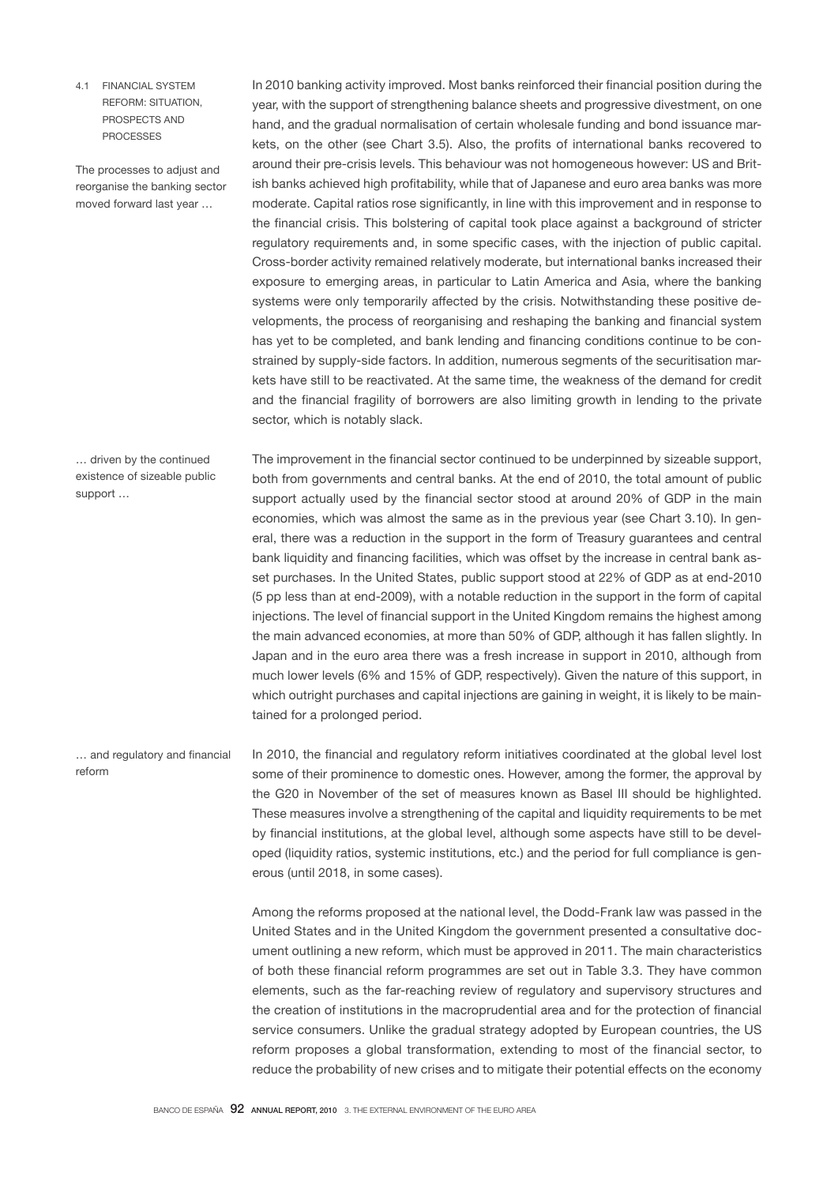### 4.1 FINANCIAL SYSTEM REFORM: SITUATION, PROSPECTS AND PROCESSES

The processes to adjust and reorganise the banking sector moved forward last year …

In 2010 banking activity improved. Most banks reinforced their financial position during the year, with the support of strengthening balance sheets and progressive divestment, on one hand, and the gradual normalisation of certain wholesale funding and bond issuance markets, on the other (see Chart 3.5). Also, the profits of international banks recovered to around their pre-crisis levels. This behaviour was not homogeneous however: US and British banks achieved high profitability, while that of Japanese and euro area banks was more moderate. Capital ratios rose significantly, in line with this improvement and in response to the financial crisis. This bolstering of capital took place against a background of stricter regulatory requirements and, in some specific cases, with the injection of public capital. Cross-border activity remained relatively moderate, but international banks increased their exposure to emerging areas, in particular to Latin America and Asia, where the banking systems were only temporarily affected by the crisis. Notwithstanding these positive developments, the process of reorganising and reshaping the banking and financial system has yet to be completed, and bank lending and financing conditions continue to be constrained by supply-side factors. In addition, numerous segments of the securitisation markets have still to be reactivated. At the same time, the weakness of the demand for credit and the financial fragility of borrowers are also limiting growth in lending to the private sector, which is notably slack.

… driven by the continued existence of sizeable public support …

The improvement in the financial sector continued to be underpinned by sizeable support, both from governments and central banks. At the end of 2010, the total amount of public support actually used by the financial sector stood at around 20% of GDP in the main economies, which was almost the same as in the previous year (see Chart 3.10). In general, there was a reduction in the support in the form of Treasury guarantees and central bank liquidity and financing facilities, which was offset by the increase in central bank asset purchases. In the United States, public support stood at 22% of GDP as at end-2010 (5 pp less than at end-2009), with a notable reduction in the support in the form of capital injections. The level of financial support in the United Kingdom remains the highest among the main advanced economies, at more than 50% of GDP, although it has fallen slightly. In Japan and in the euro area there was a fresh increase in support in 2010, although from much lower levels (6% and 15% of GDP, respectively). Given the nature of this support, in which outright purchases and capital injections are gaining in weight, it is likely to be maintained for a prolonged period.

… and regulatory and financial reform

In 2010, the financial and regulatory reform initiatives coordinated at the global level lost some of their prominence to domestic ones. However, among the former, the approval by the G20 in November of the set of measures known as Basel III should be highlighted. These measures involve a strengthening of the capital and liquidity requirements to be met by financial institutions, at the global level, although some aspects have still to be developed (liquidity ratios, systemic institutions, etc.) and the period for full compliance is generous (until 2018, in some cases).

Among the reforms proposed at the national level, the Dodd-Frank law was passed in the United States and in the United Kingdom the government presented a consultative document outlining a new reform, which must be approved in 2011. The main characteristics of both these financial reform programmes are set out in Table 3.3. They have common elements, such as the far-reaching review of regulatory and supervisory structures and the creation of institutions in the macroprudential area and for the protection of financial service consumers. Unlike the gradual strategy adopted by European countries, the US reform proposes a global transformation, extending to most of the financial sector, to reduce the probability of new crises and to mitigate their potential effects on the economy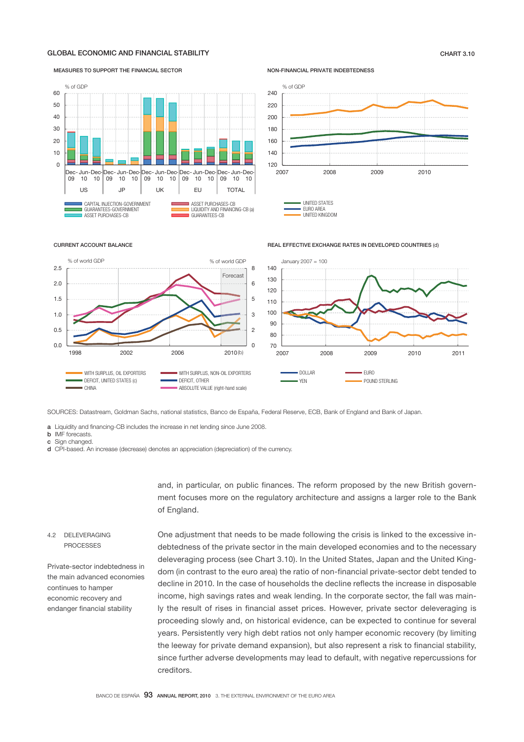**GLOBAL ECONOMIC AND FINANCIAL STABILITY** — CHART 3.10

MEASURES TO SUPPORT THE FINANCIAL SECTOR

NON-FINANCIAL PRIVATE INDEBTEDNESS

CURRENT ACCOUNT BALANCE

REAL EFFECTIVE EXCHANGE RATES IN DEVELOPED COUNTRIES (d)

SOURCES: Datastream, Goldman Sachs, national statistics, Banco de España, Federal Reserve, ECB, Bank of England and Bank of Japan.

a Liquidity and financing-CB includes the increase in net lending since June 2008.
b IMF forecasts.
c Sign changed.
d CPI-based. An increase (decrease) denotes an appreciation (depreciation) of the currency.

and, in particular, on public finances. The reform proposed by the new British government focuses more on the regulatory architecture and assigns a larger role to the Bank of England.

### 4.2 DELEVERAGING PROCESSES

*Private-sector indebtedness in the main advanced economies continues to hamper economic recovery and endanger financial stability*

One adjustment that needs to be made following the crisis is linked to the excessive indebtedness of the private sector in the main developed economies and to the necessary deleveraging process (see Chart 3.10). In the United States, Japan and the United Kingdom (in contrast to the euro area) the ratio of non-financial private-sector debt tended to decline in 2010. In the case of households the decline reflects the increase in disposable income, high savings rates and weak lending. In the corporate sector, the fall was mainly the result of rises in financial asset prices. However, private sector deleveraging is proceeding slowly and, on historical evidence, can be expected to continue for several years. Persistently very high debt ratios not only hamper economic recovery (by limiting the leeway for private demand expansion), but also represent a risk to financial stability, since further adverse developments may lead to default, with negative repercussions for creditors.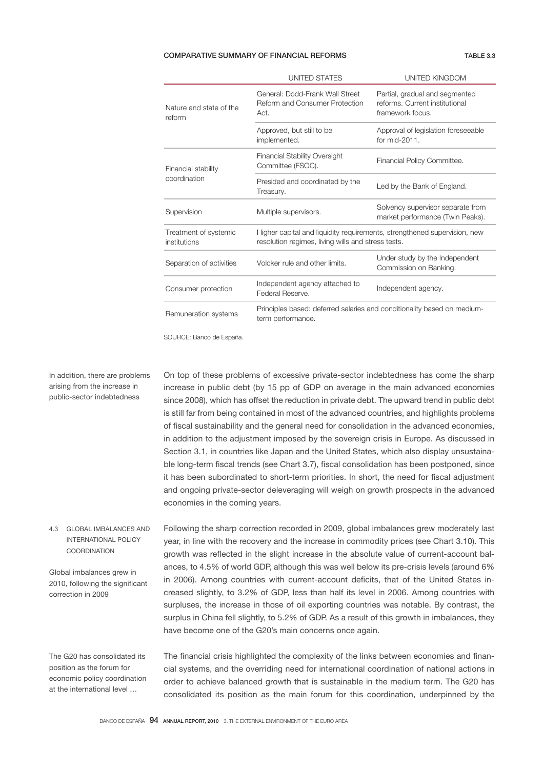**COMPARATIVE SUMMARY OF FINANCIAL REFORMS** — TABLE 3.3

| | UNITED STATES | UNITED KINGDOM |
|---|---|---|
| Nature and state of the reform | General: Dodd-Frank Wall Street Reform and Consumer Protection Act. | Partial, gradual and segmented reforms. Current institutional framework focus. |
| | Approved, but still to be implemented. | Approval of legislation foreseeable for mid-2011. |
| Financial stability coordination | Financial Stability Oversight Committee (FSOC). | Financial Policy Committee. |
| | Presided and coordinated by the Treasury. | Led by the Bank of England. |
| Supervision | Multiple supervisors. | Solvency supervisor separate from market performance (Twin Peaks). |
| Treatment of systemic institutions | Higher capital and liquidity requirements, strengthened supervision, new resolution regimes, living wills and stress tests. | |
| Separation of activities | Volcker rule and other limits. | Under study by the Independent Commission on Banking. |
| Consumer protection | Independent agency attached to Federal Reserve. | Independent agency. |
| Remuneration systems | Principles based: deferred salaries and conditionality based on medium-term performance. | |

SOURCE: Banco de España.

*In addition, there are problems arising from the increase in public-sector indebtedness*

On top of these problems of excessive private-sector indebtedness has come the sharp increase in public debt (by 15 pp of GDP on average in the main advanced economies since 2008), which has offset the reduction in private debt. The upward trend in public debt is still far from being contained in most of the advanced countries, and highlights problems of fiscal sustainability and the general need for consolidation in the advanced economies, in addition to the adjustment imposed by the sovereign crisis in Europe. As discussed in Section 3.1, in countries like Japan and the United States, which also display unsustainable long-term fiscal trends (see Chart 3.7), fiscal consolidation has been postponed, since it has been subordinated to short-term priorities. In short, the need for fiscal adjustment and ongoing private-sector deleveraging will weigh on growth prospects in the advanced economies in the coming years.

## 4.3 GLOBAL IMBALANCES AND INTERNATIONAL POLICY COORDINATION

*Global imbalances grew in 2010, following the significant correction in 2009*

Following the sharp correction recorded in 2009, global imbalances grew moderately last year, in line with the recovery and the increase in commodity prices (see Chart 3.10). This growth was reflected in the slight increase in the absolute value of current-account balances, to 4.5% of world GDP, although this was well below its pre-crisis levels (around 6% in 2006). Among countries with current-account deficits, that of the United States increased slightly, to 3.2% of GDP, less than half its level in 2006. Among countries with surpluses, the increase in those of oil exporting countries was notable. By contrast, the surplus in China fell slightly, to 5.2% of GDP. As a result of this growth in imbalances, they have become one of the G20's main concerns once again.

*The G20 has consolidated its position as the forum for economic policy coordination at the international level …*

The financial crisis highlighted the complexity of the links between economies and financial systems, and the overriding need for international coordination of national actions in order to achieve balanced growth that is sustainable in the medium term. The G20 has consolidated its position as the main forum for this coordination, underpinned by the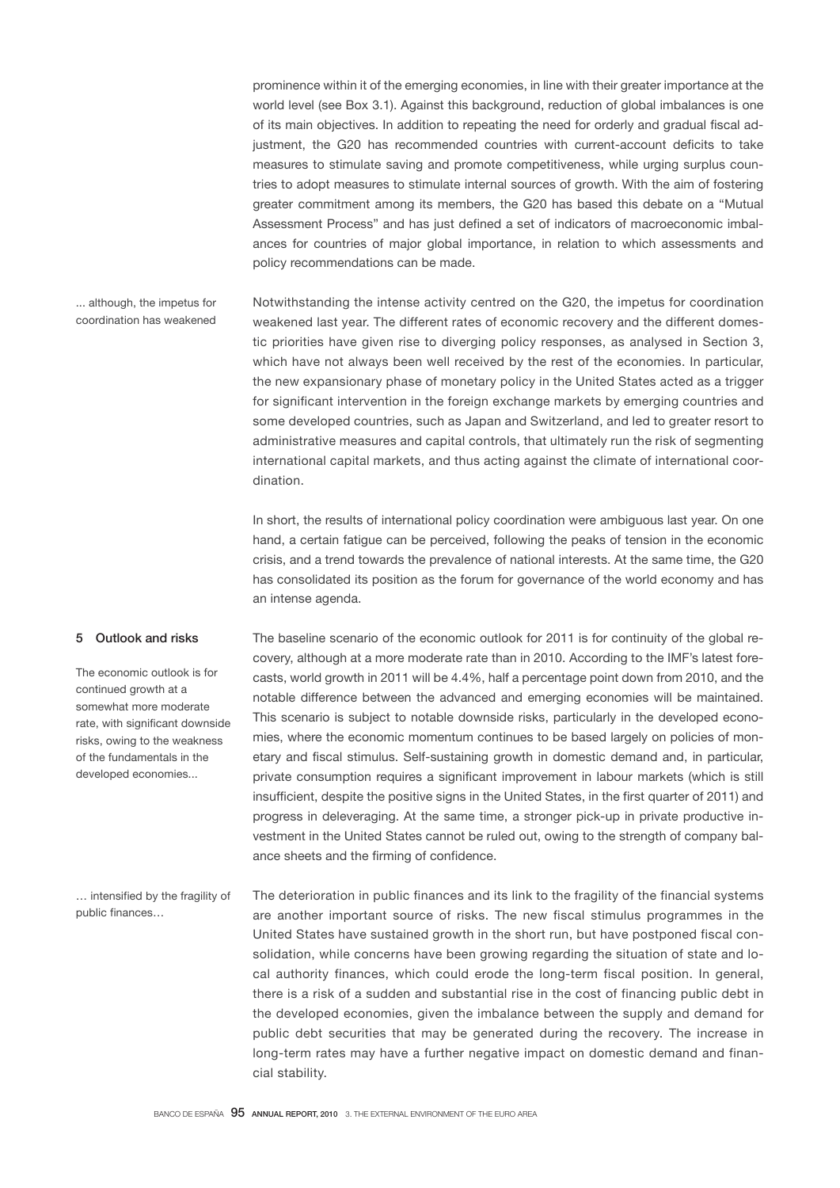prominence within it of the emerging economies, in line with their greater importance at the world level (see Box 3.1). Against this background, reduction of global imbalances is one of its main objectives. In addition to repeating the need for orderly and gradual fiscal adjustment, the G20 has recommended countries with current-account deficits to take measures to stimulate saving and promote competitiveness, while urging surplus countries to adopt measures to stimulate internal sources of growth. With the aim of fostering greater commitment among its members, the G20 has based this debate on a "Mutual Assessment Process" and has just defined a set of indicators of macroeconomic imbalances for countries of major global importance, in relation to which assessments and policy recommendations can be made.

*... although, the impetus for coordination has weakened*

Notwithstanding the intense activity centred on the G20, the impetus for coordination weakened last year. The different rates of economic recovery and the different domestic priorities have given rise to diverging policy responses, as analysed in Section 3, which have not always been well received by the rest of the economies. In particular, the new expansionary phase of monetary policy in the United States acted as a trigger for significant intervention in the foreign exchange markets by emerging countries and some developed countries, such as Japan and Switzerland, and led to greater resort to administrative measures and capital controls, that ultimately run the risk of segmenting international capital markets, and thus acting against the climate of international coordination.

In short, the results of international policy coordination were ambiguous last year. On one hand, a certain fatigue can be perceived, following the peaks of tension in the economic crisis, and a trend towards the prevalence of national interests. At the same time, the G20 has consolidated its position as the forum for governance of the world economy and has an intense agenda.

## 5 Outlook and risks

*The economic outlook is for continued growth at a somewhat more moderate rate, with significant downside risks, owing to the weakness of the fundamentals in the developed economies...*

The baseline scenario of the economic outlook for 2011 is for continuity of the global recovery, although at a more moderate rate than in 2010. According to the IMF's latest forecasts, world growth in 2011 will be 4.4%, half a percentage point down from 2010, and the notable difference between the advanced and emerging economies will be maintained. This scenario is subject to notable downside risks, particularly in the developed economies, where the economic momentum continues to be based largely on policies of monetary and fiscal stimulus. Self-sustaining growth in domestic demand and, in particular, private consumption requires a significant improvement in labour markets (which is still insufficient, despite the positive signs in the United States, in the first quarter of 2011) and progress in deleveraging. At the same time, a stronger pick-up in private productive investment in the United States cannot be ruled out, owing to the strength of company balance sheets and the firming of confidence.

*… intensified by the fragility of public finances…*

The deterioration in public finances and its link to the fragility of the financial systems are another important source of risks. The new fiscal stimulus programmes in the United States have sustained growth in the short run, but have postponed fiscal consolidation, while concerns have been growing regarding the situation of state and local authority finances, which could erode the long-term fiscal position. In general, there is a risk of a sudden and substantial rise in the cost of financing public debt in the developed economies, given the imbalance between the supply and demand for public debt securities that may be generated during the recovery. The increase in long-term rates may have a further negative impact on domestic demand and financial stability.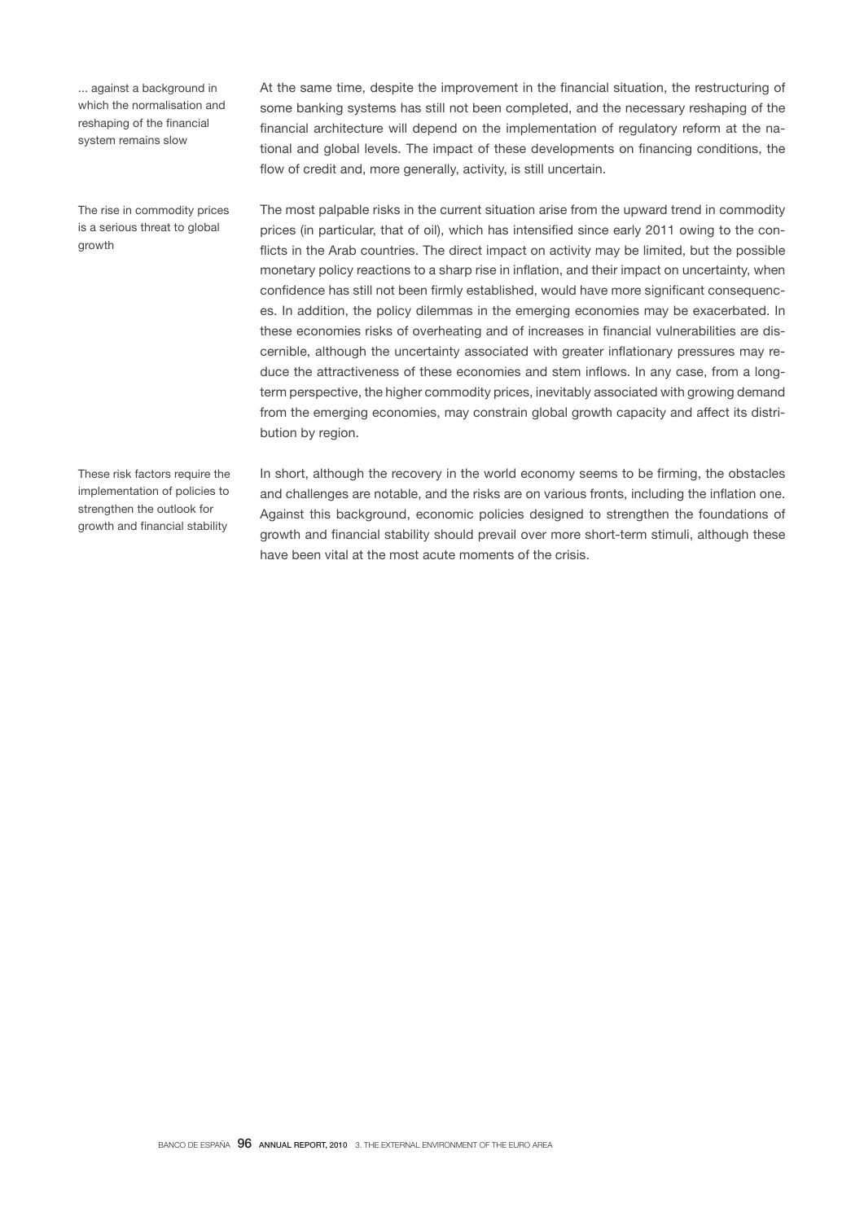*... against a background in which the normalisation and reshaping of the financial system remains slow*

At the same time, despite the improvement in the financial situation, the restructuring of some banking systems has still not been completed, and the necessary reshaping of the financial architecture will depend on the implementation of regulatory reform at the national and global levels. The impact of these developments on financing conditions, the flow of credit and, more generally, activity, is still uncertain.

*The rise in commodity prices is a serious threat to global growth*

The most palpable risks in the current situation arise from the upward trend in commodity prices (in particular, that of oil), which has intensified since early 2011 owing to the conflicts in the Arab countries. The direct impact on activity may be limited, but the possible monetary policy reactions to a sharp rise in inflation, and their impact on uncertainty, when confidence has still not been firmly established, would have more significant consequences. In addition, the policy dilemmas in the emerging economies may be exacerbated. In these economies risks of overheating and of increases in financial vulnerabilities are discernible, although the uncertainty associated with greater inflationary pressures may reduce the attractiveness of these economies and stem inflows. In any case, from a long-term perspective, the higher commodity prices, inevitably associated with growing demand from the emerging economies, may constrain global growth capacity and affect its distribution by region.

*These risk factors require the implementation of policies to strengthen the outlook for growth and financial stability*

In short, although the recovery in the world economy seems to be firming, the obstacles and challenges are notable, and the risks are on various fronts, including the inflation one. Against this background, economic policies designed to strengthen the foundations of growth and financial stability should prevail over more short-term stimuli, although these have been vital at the most acute moments of the crisis.